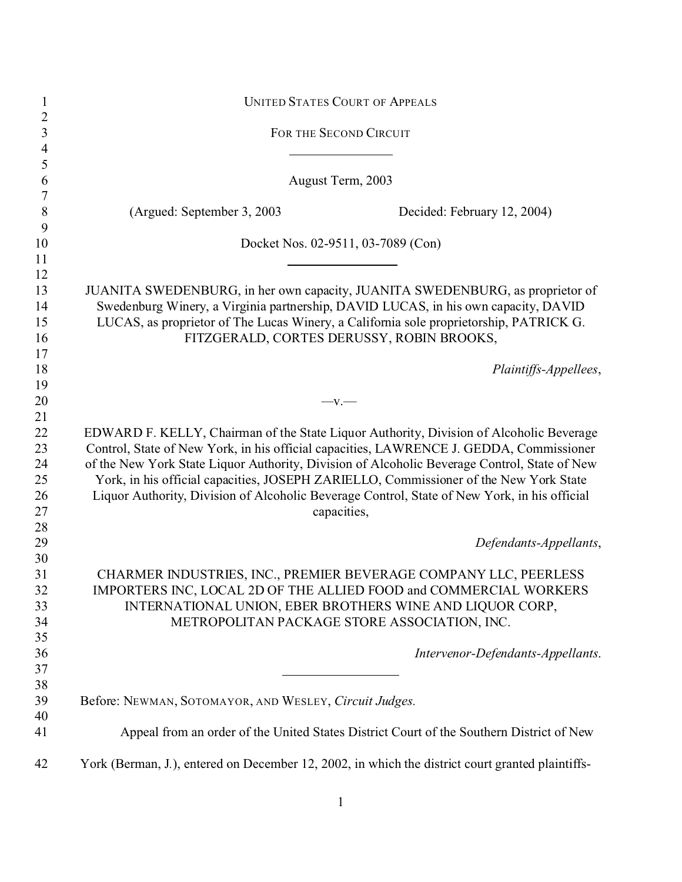UNITED STATES COURT OF APPEALS

FOR THE SECOND CIRCUIT

---

August Term, 2003

(Argued: September 3, 2003 Decided: February 12, 2004)

Docket Nos. 02-9511, 03-7089 (Con)

---

JUANITA SWEDENBURG, in her own capacity, JUANITA SWEDENBURG, as proprietor of Swedenburg Winery, a Virginia partnership, DAVID LUCAS, in his own capacity, DAVID LUCAS, as proprietor of The Lucas Winery, a California sole proprietorship, PATRICK G. FITZGERALD, CORTES DERUSSY, ROBIN BROOKS,

*Plaintiffs-Appellees*,

—v.—

EDWARD F. KELLY, Chairman of the State Liquor Authority, Division of Alcoholic Beverage Control, State of New York, in his official capacities, LAWRENCE J. GEDDA, Commissioner of the New York State Liquor Authority, Division of Alcoholic Beverage Control, State of New York, in his official capacities, JOSEPH ZARIELLO, Commissioner of the New York State Liquor Authority, Division of Alcoholic Beverage Control, State of New York, in his official capacities,

*Defendants-Appellants*,

CHARMER INDUSTRIES, INC., PREMIER BEVERAGE COMPANY LLC, PEERLESS IMPORTERS INC, LOCAL 2D OF THE ALLIED FOOD and COMMERCIAL WORKERS INTERNATIONAL UNION, EBER BROTHERS WINE AND LIQUOR CORP, METROPOLITAN PACKAGE STORE ASSOCIATION, INC.

*Intervenor-Defendants-Appellants*.

---

Before: NEWMAN, SOTOMAYOR, AND WESLEY, *Circuit Judges.*

Appeal from an order of the United States District Court of the Southern District of New York (Berman, J.), entered on December 12, 2002, in which the district court granted plaintiffs-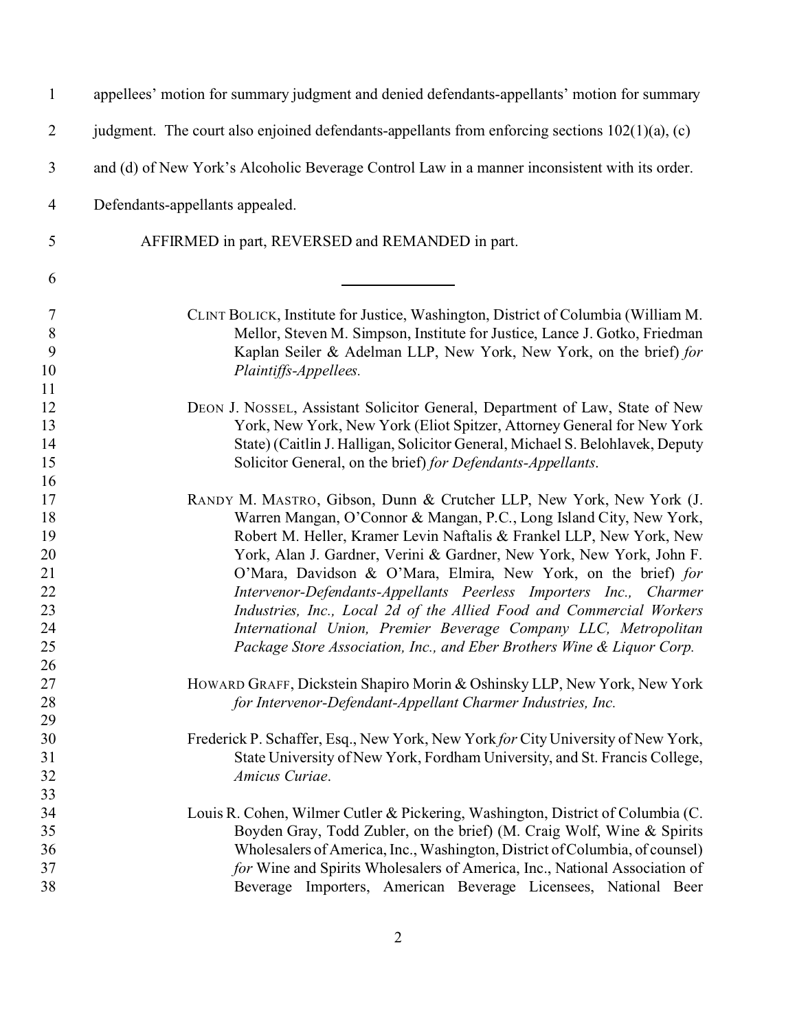appellees' motion for summary judgment and denied defendants-appellants' motion for summary judgment. The court also enjoined defendants-appellants from enforcing sections 102(1)(a), (c) and (d) of New York's Alcoholic Beverage Control Law in a manner inconsistent with its order. Defendants-appellants appealed.

AFFIRMED in part, REVERSED and REMANDED in part.

---

CLINT BOLICK, Institute for Justice, Washington, District of Columbia (William M. Mellor, Steven M. Simpson, Institute for Justice, Lance J. Gotko, Friedman Kaplan Seiler & Adelman LLP, New York, New York, on the brief) *for Plaintiffs-Appellees.*

DEON J. NOSSEL, Assistant Solicitor General, Department of Law, State of New York, New York, New York (Eliot Spitzer, Attorney General for New York State) (Caitlin J. Halligan, Solicitor General, Michael S. Belohlavek, Deputy Solicitor General, on the brief) *for Defendants-Appellants*.

RANDY M. MASTRO, Gibson, Dunn & Crutcher LLP, New York, New York (J. Warren Mangan, O'Connor & Mangan, P.C., Long Island City, New York, Robert M. Heller, Kramer Levin Naftalis & Frankel LLP, New York, New York, Alan J. Gardner, Verini & Gardner, New York, New York, John F. O'Mara, Davidson & O'Mara, Elmira, New York, on the brief) *for Intervenor-Defendants-Appellants Peerless Importers Inc., Charmer Industries, Inc., Local 2d of the Allied Food and Commercial Workers International Union, Premier Beverage Company LLC, Metropolitan Package Store Association, Inc., and Eber Brothers Wine & Liquor Corp.*

HOWARD GRAFF, Dickstein Shapiro Morin & Oshinsky LLP, New York, New York *for Intervenor-Defendant-Appellant Charmer Industries, Inc.*

Frederick P. Schaffer, Esq., New York, New York *for* City University of New York, State University of New York, Fordham University, and St. Francis College, *Amicus Curiae*.

Louis R. Cohen, Wilmer Cutler & Pickering, Washington, District of Columbia (C. Boyden Gray, Todd Zubler, on the brief) (M. Craig Wolf, Wine & Spirits Wholesalers of America, Inc., Washington, District of Columbia, of counsel) *for* Wine and Spirits Wholesalers of America, Inc., National Association of Beverage Importers, American Beverage Licensees, National Beer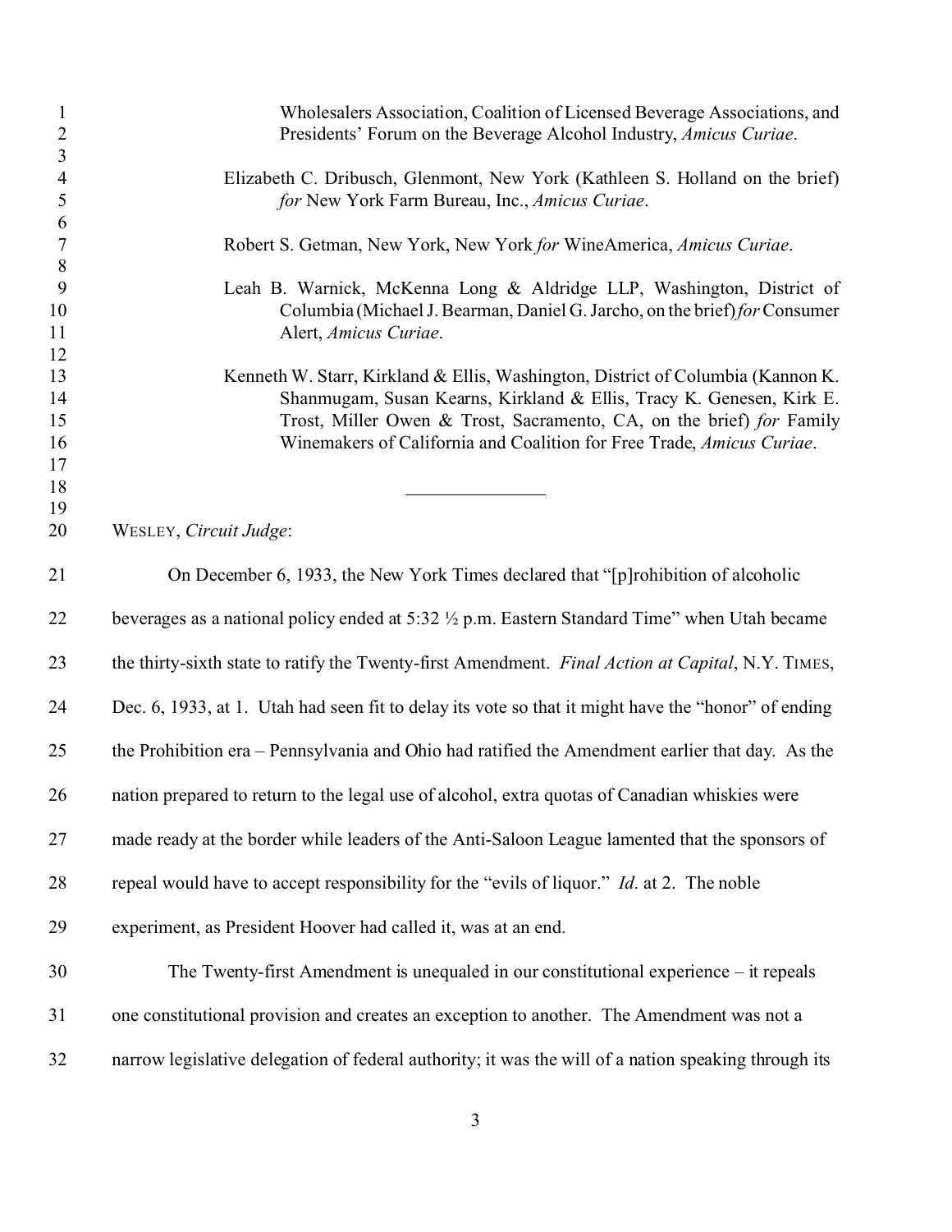Wholesalers Association, Coalition of Licensed Beverage Associations, and Presidents' Forum on the Beverage Alcohol Industry, *Amicus Curiae*.

Elizabeth C. Dribusch, Glenmont, New York (Kathleen S. Holland on the brief) *for* New York Farm Bureau, Inc., *Amicus Curiae*.

Robert S. Getman, New York, New York *for* WineAmerica, *Amicus Curiae*.

Leah B. Warnick, McKenna Long & Aldridge LLP, Washington, District of Columbia (Michael J. Bearman, Daniel G. Jarcho, on the brief) *for* Consumer Alert, *Amicus Curiae*.

Kenneth W. Starr, Kirkland & Ellis, Washington, District of Columbia (Kannon K. Shanmugam, Susan Kearns, Kirkland & Ellis, Tracy K. Genesen, Kirk E. Trost, Miller Owen & Trost, Sacramento, CA, on the brief) *for* Family Winemakers of California and Coalition for Free Trade, *Amicus Curiae*.

---

WESLEY, *Circuit Judge*:

On December 6, 1933, the New York Times declared that "[p]rohibition of alcoholic beverages as a national policy ended at 5:32 ½ p.m. Eastern Standard Time" when Utah became the thirty-sixth state to ratify the Twenty-first Amendment. *Final Action at Capital*, N.Y. TIMES, Dec. 6, 1933, at 1. Utah had seen fit to delay its vote so that it might have the "honor" of ending the Prohibition era – Pennsylvania and Ohio had ratified the Amendment earlier that day. As the nation prepared to return to the legal use of alcohol, extra quotas of Canadian whiskies were made ready at the border while leaders of the Anti-Saloon League lamented that the sponsors of repeal would have to accept responsibility for the "evils of liquor." *Id*. at 2. The noble experiment, as President Hoover had called it, was at an end.

The Twenty-first Amendment is unequaled in our constitutional experience – it repeals one constitutional provision and creates an exception to another. The Amendment was not a narrow legislative delegation of federal authority; it was the will of a nation speaking through its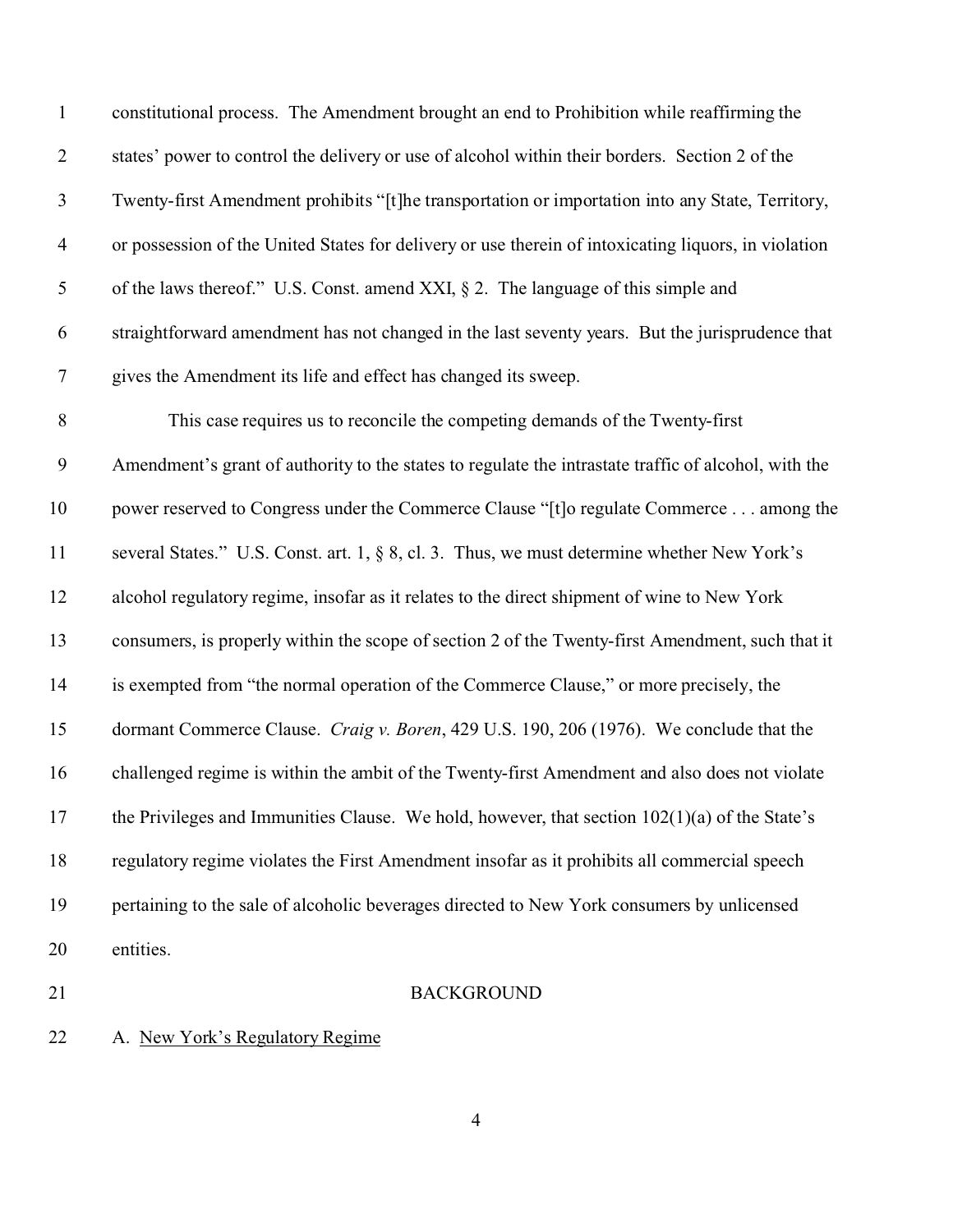constitutional process. The Amendment brought an end to Prohibition while reaffirming the states' power to control the delivery or use of alcohol within their borders. Section 2 of the Twenty-first Amendment prohibits "[t]he transportation or importation into any State, Territory, or possession of the United States for delivery or use therein of intoxicating liquors, in violation of the laws thereof." U.S. Const. amend XXI, § 2. The language of this simple and straightforward amendment has not changed in the last seventy years. But the jurisprudence that gives the Amendment its life and effect has changed its sweep.

This case requires us to reconcile the competing demands of the Twenty-first Amendment's grant of authority to the states to regulate the intrastate traffic of alcohol, with the power reserved to Congress under the Commerce Clause "[t]o regulate Commerce . . . among the several States." U.S. Const. art. 1, § 8, cl. 3. Thus, we must determine whether New York's alcohol regulatory regime, insofar as it relates to the direct shipment of wine to New York consumers, is properly within the scope of section 2 of the Twenty-first Amendment, such that it is exempted from "the normal operation of the Commerce Clause," or more precisely, the dormant Commerce Clause. *Craig v. Boren*, 429 U.S. 190, 206 (1976). We conclude that the challenged regime is within the ambit of the Twenty-first Amendment and also does not violate the Privileges and Immunities Clause. We hold, however, that section 102(1)(a) of the State's regulatory regime violates the First Amendment insofar as it prohibits all commercial speech pertaining to the sale of alcoholic beverages directed to New York consumers by unlicensed entities.

## BACKGROUND

### A. New York's Regulatory Regime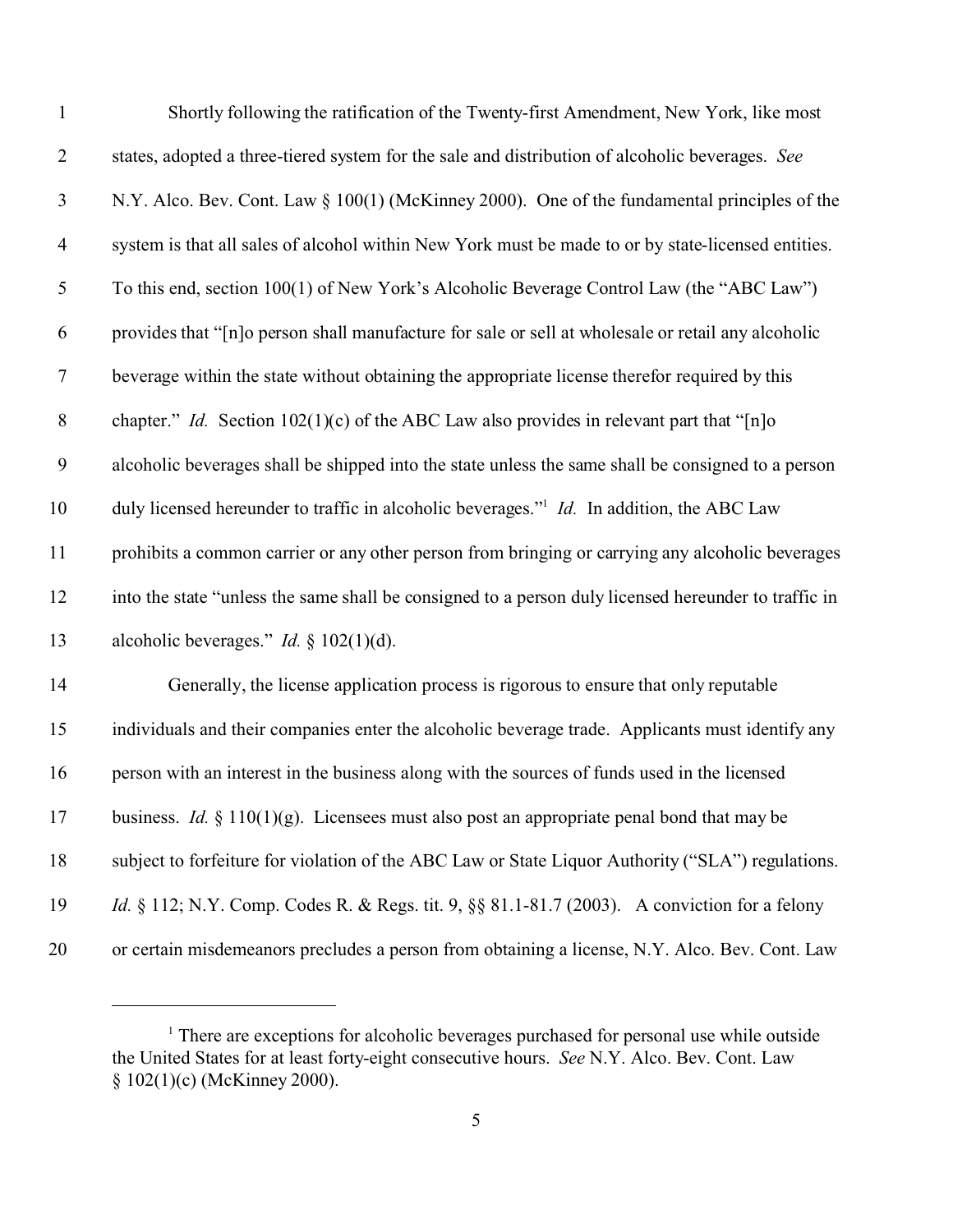Shortly following the ratification of the Twenty-first Amendment, New York, like most states, adopted a three-tiered system for the sale and distribution of alcoholic beverages. *See* N.Y. Alco. Bev. Cont. Law § 100(1) (McKinney 2000). One of the fundamental principles of the system is that all sales of alcohol within New York must be made to or by state-licensed entities. To this end, section 100(1) of New York's Alcoholic Beverage Control Law (the "ABC Law") provides that "[n]o person shall manufacture for sale or sell at wholesale or retail any alcoholic beverage within the state without obtaining the appropriate license therefor required by this chapter." *Id.* Section 102(1)(c) of the ABC Law also provides in relevant part that "[n]o alcoholic beverages shall be shipped into the state unless the same shall be consigned to a person duly licensed hereunder to traffic in alcoholic beverages."[1] *Id.* In addition, the ABC Law prohibits a common carrier or any other person from bringing or carrying any alcoholic beverages into the state "unless the same shall be consigned to a person duly licensed hereunder to traffic in alcoholic beverages." *Id.* § 102(1)(d).

Generally, the license application process is rigorous to ensure that only reputable individuals and their companies enter the alcoholic beverage trade. Applicants must identify any person with an interest in the business along with the sources of funds used in the licensed business. *Id.* § 110(1)(g). Licensees must also post an appropriate penal bond that may be subject to forfeiture for violation of the ABC Law or State Liquor Authority ("SLA") regulations. *Id.* § 112; N.Y. Comp. Codes R. & Regs. tit. 9, §§ 81.1-81.7 (2003). A conviction for a felony or certain misdemeanors precludes a person from obtaining a license, N.Y. Alco. Bev. Cont. Law

---

[1] There are exceptions for alcoholic beverages purchased for personal use while outside the United States for at least forty-eight consecutive hours. *See* N.Y. Alco. Bev. Cont. Law § 102(1)(c) (McKinney 2000).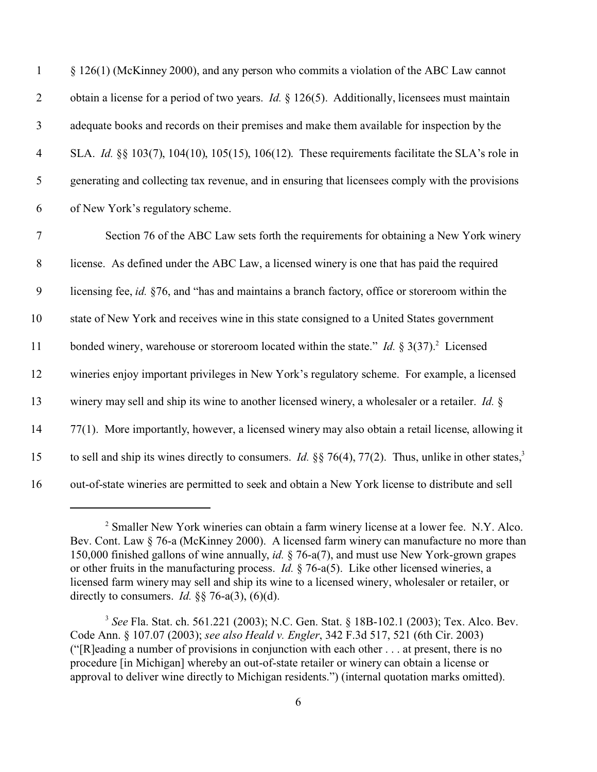§ 126(1) (McKinney 2000), and any person who commits a violation of the ABC Law cannot obtain a license for a period of two years. *Id.* § 126(5). Additionally, licensees must maintain adequate books and records on their premises and make them available for inspection by the SLA. *Id.* §§ 103(7), 104(10), 105(15), 106(12). These requirements facilitate the SLA's role in generating and collecting tax revenue, and in ensuring that licensees comply with the provisions of New York's regulatory scheme.

Section 76 of the ABC Law sets forth the requirements for obtaining a New York winery license. As defined under the ABC Law, a licensed winery is one that has paid the required licensing fee, *id.* §76, and "has and maintains a branch factory, office or storeroom within the state of New York and receives wine in this state consigned to a United States government bonded winery, warehouse or storeroom located within the state." *Id.* § 3(37).[2] Licensed wineries enjoy important privileges in New York's regulatory scheme. For example, a licensed winery may sell and ship its wine to another licensed winery, a wholesaler or a retailer. *Id.* § 77(1). More importantly, however, a licensed winery may also obtain a retail license, allowing it to sell and ship its wines directly to consumers. *Id.* §§ 76(4), 77(2). Thus, unlike in other states,[3] out-of-state wineries are permitted to seek and obtain a New York license to distribute and sell

---

[2] Smaller New York wineries can obtain a farm winery license at a lower fee. N.Y. Alco. Bev. Cont. Law § 76-a (McKinney 2000). A licensed farm winery can manufacture no more than 150,000 finished gallons of wine annually, *id.* § 76-a(7), and must use New York-grown grapes or other fruits in the manufacturing process. *Id.* § 76-a(5). Like other licensed wineries, a licensed farm winery may sell and ship its wine to a licensed winery, wholesaler or retailer, or directly to consumers. *Id.* §§ 76-a(3), (6)(d).

[3] *See* Fla. Stat. ch. 561.221 (2003); N.C. Gen. Stat. § 18B-102.1 (2003); Tex. Alco. Bev. Code Ann. § 107.07 (2003); *see also Heald v. Engler*, 342 F.3d 517, 521 (6th Cir. 2003) ("[R]eading a number of provisions in conjunction with each other . . . at present, there is no procedure [in Michigan] whereby an out-of-state retailer or winery can obtain a license or approval to deliver wine directly to Michigan residents.") (internal quotation marks omitted).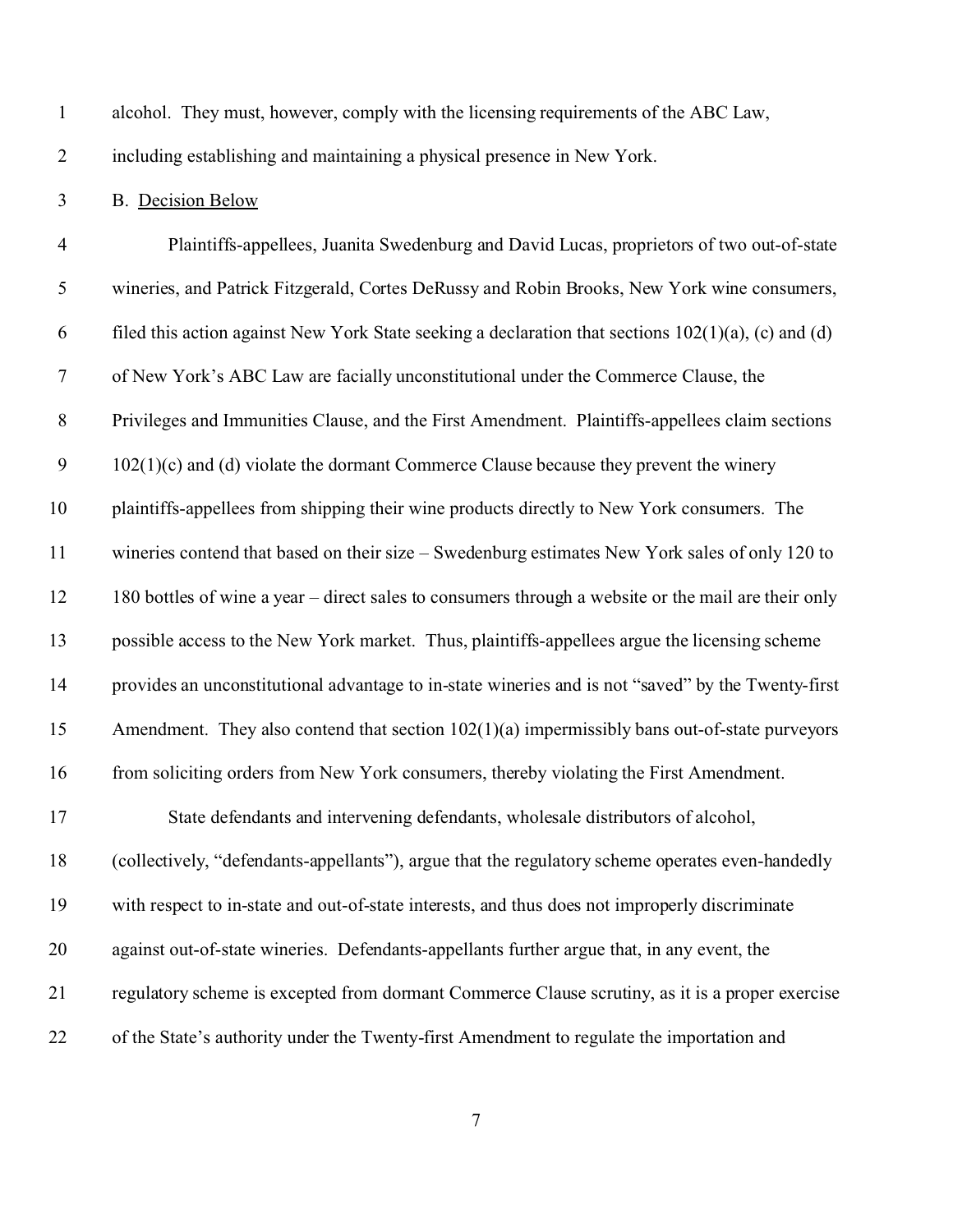alcohol. They must, however, comply with the licensing requirements of the ABC Law, including establishing and maintaining a physical presence in New York.

B. <u>Decision Below</u>

Plaintiffs-appellees, Juanita Swedenburg and David Lucas, proprietors of two out-of-state wineries, and Patrick Fitzgerald, Cortes DeRussy and Robin Brooks, New York wine consumers, filed this action against New York State seeking a declaration that sections 102(1)(a), (c) and (d) of New York's ABC Law are facially unconstitutional under the Commerce Clause, the Privileges and Immunities Clause, and the First Amendment. Plaintiffs-appellees claim sections 102(1)(c) and (d) violate the dormant Commerce Clause because they prevent the winery plaintiffs-appellees from shipping their wine products directly to New York consumers. The wineries contend that based on their size – Swedenburg estimates New York sales of only 120 to 180 bottles of wine a year – direct sales to consumers through a website or the mail are their only possible access to the New York market. Thus, plaintiffs-appellees argue the licensing scheme provides an unconstitutional advantage to in-state wineries and is not "saved" by the Twenty-first Amendment. They also contend that section 102(1)(a) impermissibly bans out-of-state purveyors from soliciting orders from New York consumers, thereby violating the First Amendment.

State defendants and intervening defendants, wholesale distributors of alcohol, (collectively, "defendants-appellants"), argue that the regulatory scheme operates even-handedly with respect to in-state and out-of-state interests, and thus does not improperly discriminate against out-of-state wineries. Defendants-appellants further argue that, in any event, the regulatory scheme is excepted from dormant Commerce Clause scrutiny, as it is a proper exercise of the State's authority under the Twenty-first Amendment to regulate the importation and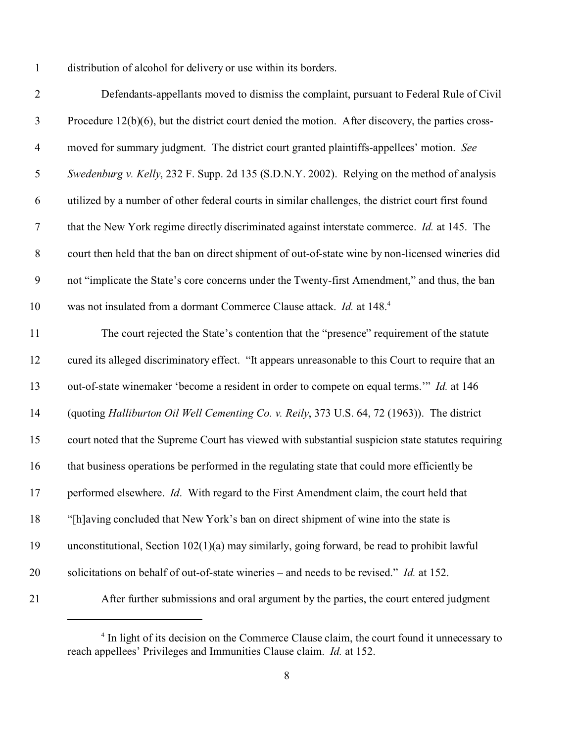distribution of alcohol for delivery or use within its borders.

Defendants-appellants moved to dismiss the complaint, pursuant to Federal Rule of Civil Procedure 12(b)(6), but the district court denied the motion. After discovery, the parties cross-moved for summary judgment. The district court granted plaintiffs-appellees' motion. *See Swedenburg v. Kelly*, 232 F. Supp. 2d 135 (S.D.N.Y. 2002). Relying on the method of analysis utilized by a number of other federal courts in similar challenges, the district court first found that the New York regime directly discriminated against interstate commerce. *Id.* at 145. The court then held that the ban on direct shipment of out-of-state wine by non-licensed wineries did not "implicate the State's core concerns under the Twenty-first Amendment," and thus, the ban was not insulated from a dormant Commerce Clause attack. *Id.* at 148.[4]

The court rejected the State's contention that the "presence" requirement of the statute cured its alleged discriminatory effect. "It appears unreasonable to this Court to require that an out-of-state winemaker 'become a resident in order to compete on equal terms.'" *Id.* at 146 (quoting *Halliburton Oil Well Cementing Co. v. Reily*, 373 U.S. 64, 72 (1963)). The district court noted that the Supreme Court has viewed with substantial suspicion state statutes requiring that business operations be performed in the regulating state that could more efficiently be performed elsewhere. *Id*. With regard to the First Amendment claim, the court held that "[h]aving concluded that New York's ban on direct shipment of wine into the state is unconstitutional, Section 102(1)(a) may similarly, going forward, be read to prohibit lawful solicitations on behalf of out-of-state wineries – and needs to be revised." *Id.* at 152.

After further submissions and oral argument by the parties, the court entered judgment

---

[4] In light of its decision on the Commerce Clause claim, the court found it unnecessary to reach appellees' Privileges and Immunities Clause claim. *Id.* at 152.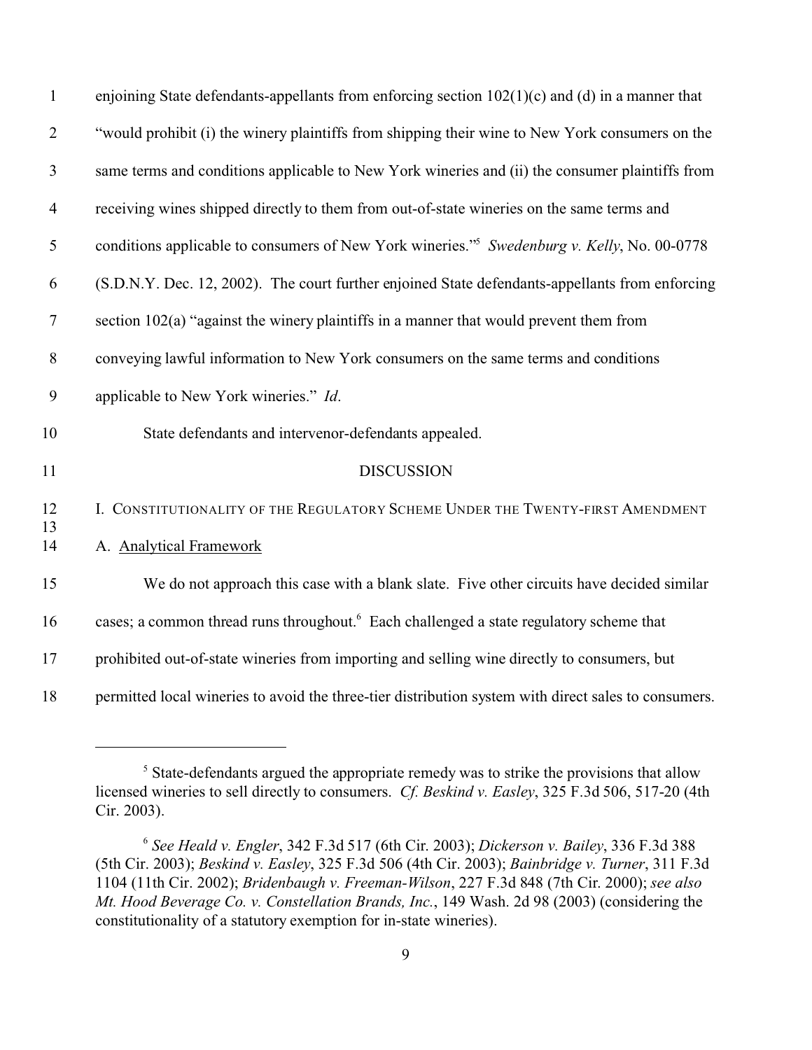enjoining State defendants-appellants from enforcing section 102(1)(c) and (d) in a manner that "would prohibit (i) the winery plaintiffs from shipping their wine to New York consumers on the same terms and conditions applicable to New York wineries and (ii) the consumer plaintiffs from receiving wines shipped directly to them from out-of-state wineries on the same terms and conditions applicable to consumers of New York wineries."[5] *Swedenburg v. Kelly*, No. 00-0778 (S.D.N.Y. Dec. 12, 2002). The court further enjoined State defendants-appellants from enforcing section 102(a) "against the winery plaintiffs in a manner that would prevent them from conveying lawful information to New York consumers on the same terms and conditions applicable to New York wineries." *Id*.

State defendants and intervenor-defendants appealed.

## DISCUSSION

### I. Constitutionality of the Regulatory Scheme Under the Twenty-first Amendment

#### A. Analytical Framework

We do not approach this case with a blank slate. Five other circuits have decided similar cases; a common thread runs throughout.[6] Each challenged a state regulatory scheme that prohibited out-of-state wineries from importing and selling wine directly to consumers, but permitted local wineries to avoid the three-tier distribution system with direct sales to consumers.

---

[5] State-defendants argued the appropriate remedy was to strike the provisions that allow licensed wineries to sell directly to consumers. *Cf. Beskind v. Easley*, 325 F.3d 506, 517-20 (4th Cir. 2003).

[6] *See Heald v. Engler*, 342 F.3d 517 (6th Cir. 2003); *Dickerson v. Bailey*, 336 F.3d 388 (5th Cir. 2003); *Beskind v. Easley*, 325 F.3d 506 (4th Cir. 2003); *Bainbridge v. Turner*, 311 F.3d 1104 (11th Cir. 2002); *Bridenbaugh v. Freeman-Wilson*, 227 F.3d 848 (7th Cir. 2000); *see also Mt. Hood Beverage Co. v. Constellation Brands, Inc.*, 149 Wash. 2d 98 (2003) (considering the constitutionality of a statutory exemption for in-state wineries).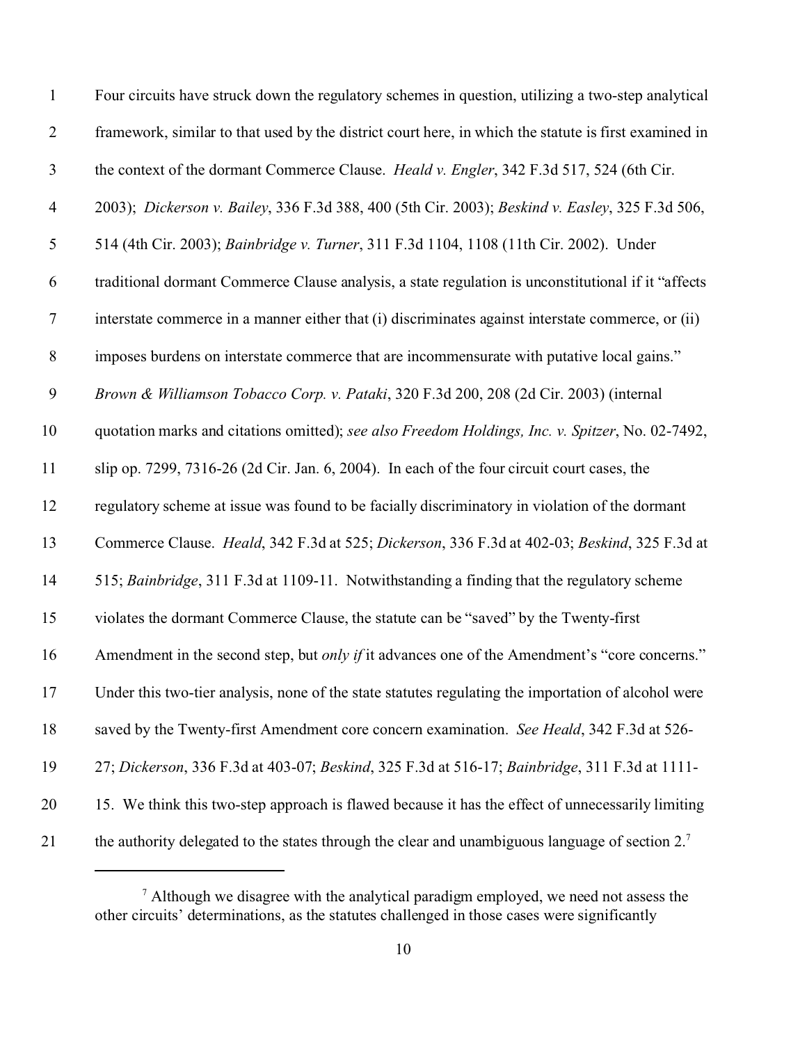Four circuits have struck down the regulatory schemes in question, utilizing a two-step analytical framework, similar to that used by the district court here, in which the statute is first examined in the context of the dormant Commerce Clause. *Heald v. Engler*, 342 F.3d 517, 524 (6th Cir. 2003); *Dickerson v. Bailey*, 336 F.3d 388, 400 (5th Cir. 2003); *Beskind v. Easley*, 325 F.3d 506, 514 (4th Cir. 2003); *Bainbridge v. Turner*, 311 F.3d 1104, 1108 (11th Cir. 2002). Under traditional dormant Commerce Clause analysis, a state regulation is unconstitutional if it "affects interstate commerce in a manner either that (i) discriminates against interstate commerce, or (ii) imposes burdens on interstate commerce that are incommensurate with putative local gains." *Brown & Williamson Tobacco Corp. v. Pataki*, 320 F.3d 200, 208 (2d Cir. 2003) (internal quotation marks and citations omitted); *see also Freedom Holdings, Inc. v. Spitzer*, No. 02-7492, slip op. 7299, 7316-26 (2d Cir. Jan. 6, 2004). In each of the four circuit court cases, the regulatory scheme at issue was found to be facially discriminatory in violation of the dormant Commerce Clause. *Heald*, 342 F.3d at 525; *Dickerson*, 336 F.3d at 402-03; *Beskind*, 325 F.3d at 515; *Bainbridge*, 311 F.3d at 1109-11. Notwithstanding a finding that the regulatory scheme violates the dormant Commerce Clause, the statute can be "saved" by the Twenty-first Amendment in the second step, but *only if* it advances one of the Amendment's "core concerns." Under this two-tier analysis, none of the state statutes regulating the importation of alcohol were saved by the Twenty-first Amendment core concern examination. *See Heald*, 342 F.3d at 526-27; *Dickerson*, 336 F.3d at 403-07; *Beskind*, 325 F.3d at 516-17; *Bainbridge*, 311 F.3d at 1111-15. We think this two-step approach is flawed because it has the effect of unnecessarily limiting the authority delegated to the states through the clear and unambiguous language of section 2.[7]

---

[7] Although we disagree with the analytical paradigm employed, we need not assess the other circuits' determinations, as the statutes challenged in those cases were significantly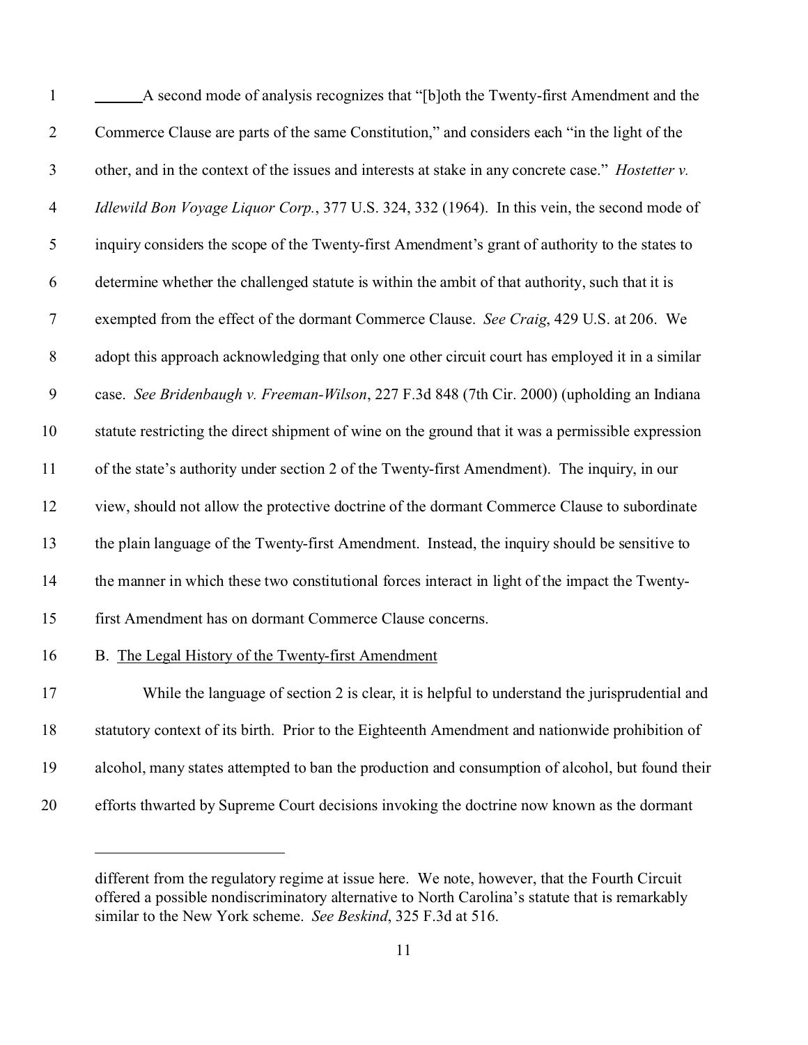A second mode of analysis recognizes that "[b]oth the Twenty-first Amendment and the Commerce Clause are parts of the same Constitution," and considers each "in the light of the other, and in the context of the issues and interests at stake in any concrete case." *Hostetter v. Idlewild Bon Voyage Liquor Corp.*, 377 U.S. 324, 332 (1964). In this vein, the second mode of inquiry considers the scope of the Twenty-first Amendment's grant of authority to the states to determine whether the challenged statute is within the ambit of that authority, such that it is exempted from the effect of the dormant Commerce Clause. *See Craig*, 429 U.S. at 206. We adopt this approach acknowledging that only one other circuit court has employed it in a similar case. *See Bridenbaugh v. Freeman-Wilson*, 227 F.3d 848 (7th Cir. 2000) (upholding an Indiana statute restricting the direct shipment of wine on the ground that it was a permissible expression of the state's authority under section 2 of the Twenty-first Amendment). The inquiry, in our view, should not allow the protective doctrine of the dormant Commerce Clause to subordinate the plain language of the Twenty-first Amendment. Instead, the inquiry should be sensitive to the manner in which these two constitutional forces interact in light of the impact the Twenty-first Amendment has on dormant Commerce Clause concerns.

### B. The Legal History of the Twenty-first Amendment

While the language of section 2 is clear, it is helpful to understand the jurisprudential and statutory context of its birth. Prior to the Eighteenth Amendment and nationwide prohibition of alcohol, many states attempted to ban the production and consumption of alcohol, but found their efforts thwarted by Supreme Court decisions invoking the doctrine now known as the dormant

---

different from the regulatory regime at issue here. We note, however, that the Fourth Circuit offered a possible nondiscriminatory alternative to North Carolina's statute that is remarkably similar to the New York scheme. *See Beskind*, 325 F.3d at 516.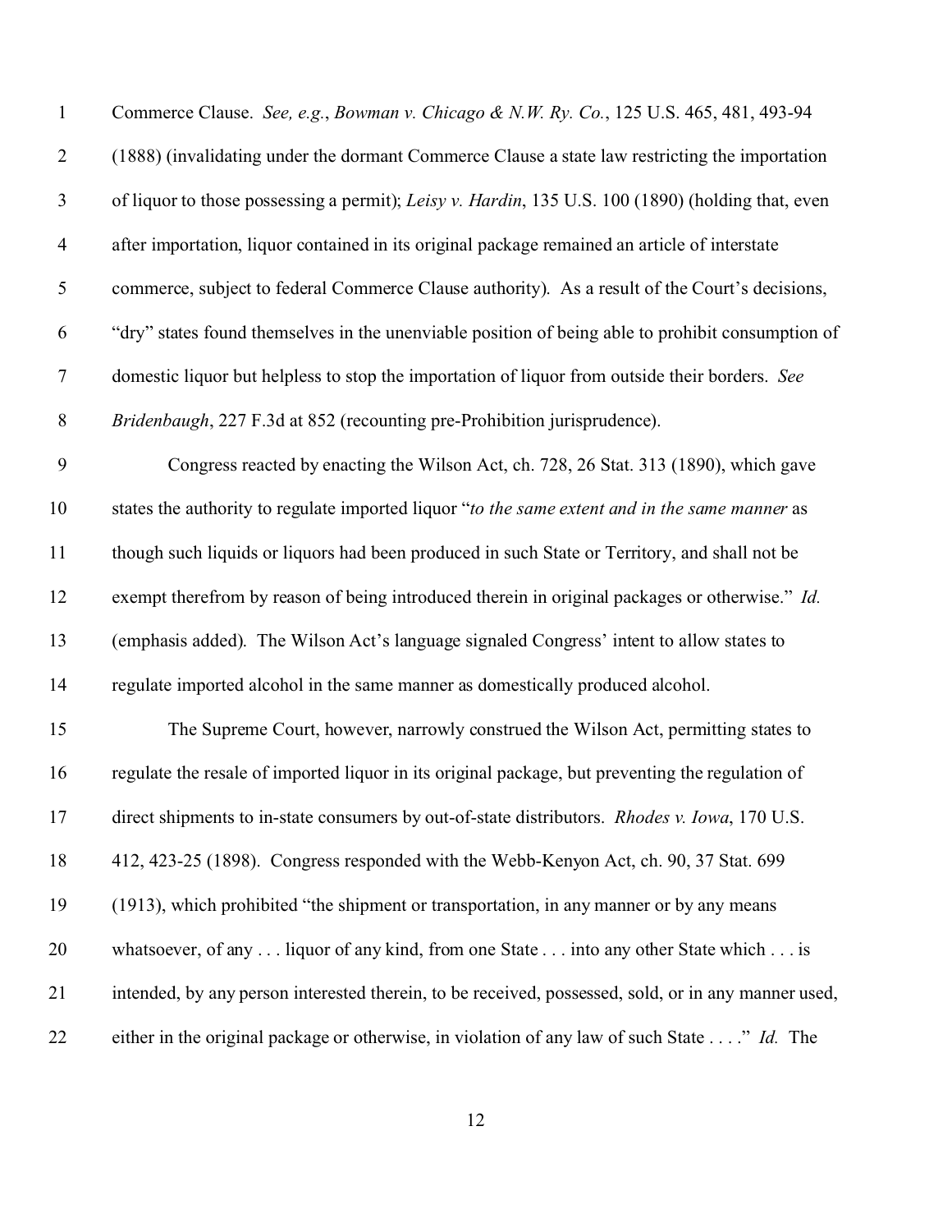Commerce Clause. *See, e.g.*, *Bowman v. Chicago & N.W. Ry. Co.*, 125 U.S. 465, 481, 493-94 (1888) (invalidating under the dormant Commerce Clause a state law restricting the importation of liquor to those possessing a permit); *Leisy v. Hardin*, 135 U.S. 100 (1890) (holding that, even after importation, liquor contained in its original package remained an article of interstate commerce, subject to federal Commerce Clause authority). As a result of the Court's decisions, "dry" states found themselves in the unenviable position of being able to prohibit consumption of domestic liquor but helpless to stop the importation of liquor from outside their borders. *See Bridenbaugh*, 227 F.3d at 852 (recounting pre-Prohibition jurisprudence).

Congress reacted by enacting the Wilson Act, ch. 728, 26 Stat. 313 (1890), which gave states the authority to regulate imported liquor "*to the same extent and in the same manner* as though such liquids or liquors had been produced in such State or Territory, and shall not be exempt therefrom by reason of being introduced therein in original packages or otherwise." *Id.* (emphasis added). The Wilson Act's language signaled Congress' intent to allow states to regulate imported alcohol in the same manner as domestically produced alcohol.

The Supreme Court, however, narrowly construed the Wilson Act, permitting states to regulate the resale of imported liquor in its original package, but preventing the regulation of direct shipments to in-state consumers by out-of-state distributors. *Rhodes v. Iowa*, 170 U.S. 412, 423-25 (1898). Congress responded with the Webb-Kenyon Act, ch. 90, 37 Stat. 699 (1913), which prohibited "the shipment or transportation, in any manner or by any means whatsoever, of any . . . liquor of any kind, from one State . . . into any other State which . . . is intended, by any person interested therein, to be received, possessed, sold, or in any manner used, either in the original package or otherwise, in violation of any law of such State . . . ." *Id.* The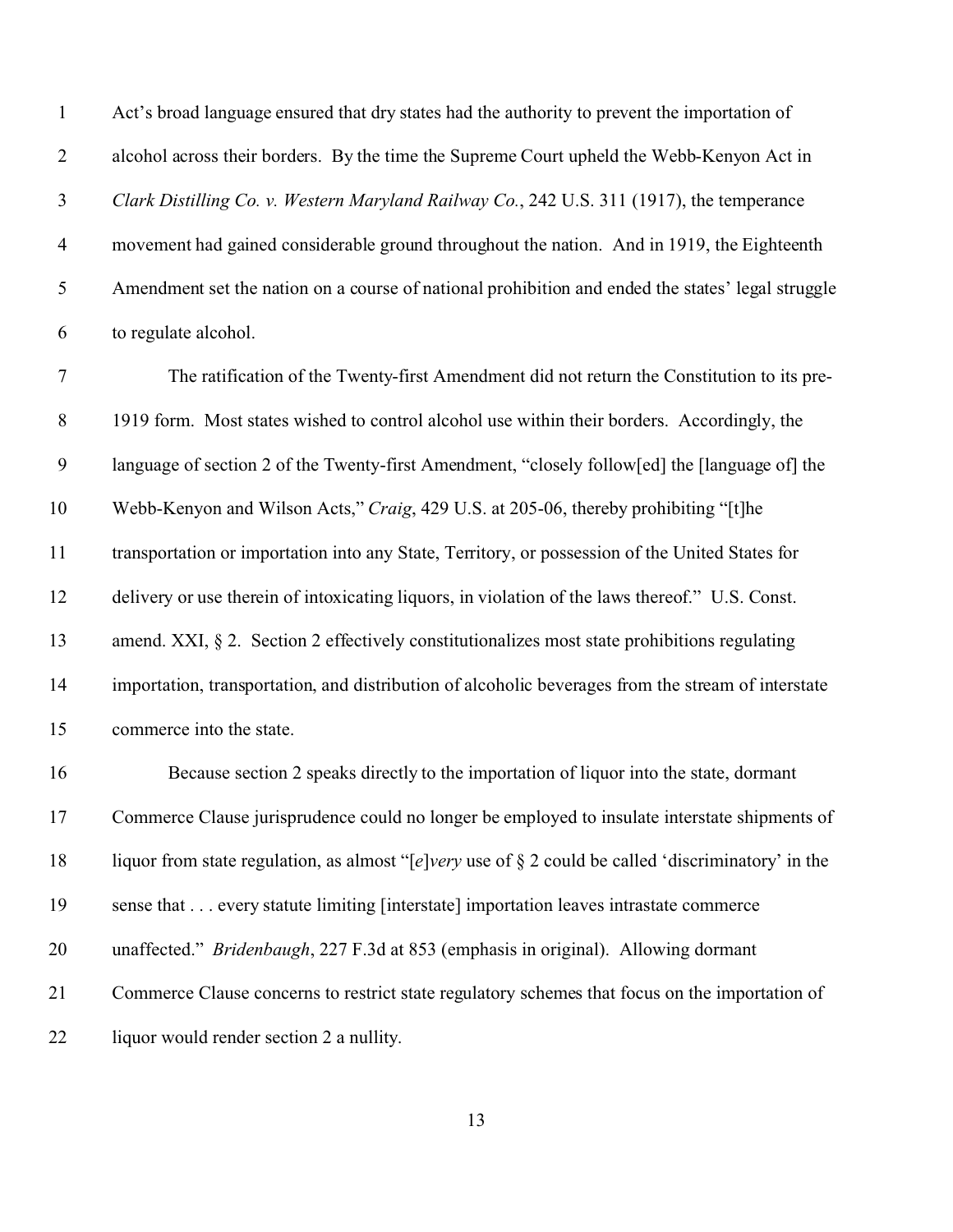Act's broad language ensured that dry states had the authority to prevent the importation of alcohol across their borders. By the time the Supreme Court upheld the Webb-Kenyon Act in *Clark Distilling Co. v. Western Maryland Railway Co.*, 242 U.S. 311 (1917), the temperance movement had gained considerable ground throughout the nation. And in 1919, the Eighteenth Amendment set the nation on a course of national prohibition and ended the states' legal struggle to regulate alcohol.

The ratification of the Twenty-first Amendment did not return the Constitution to its pre-1919 form. Most states wished to control alcohol use within their borders. Accordingly, the language of section 2 of the Twenty-first Amendment, "closely follow[ed] the [language of] the Webb-Kenyon and Wilson Acts," *Craig*, 429 U.S. at 205-06, thereby prohibiting "[t]he transportation or importation into any State, Territory, or possession of the United States for delivery or use therein of intoxicating liquors, in violation of the laws thereof." U.S. Const. amend. XXI, § 2. Section 2 effectively constitutionalizes most state prohibitions regulating importation, transportation, and distribution of alcoholic beverages from the stream of interstate commerce into the state.

Because section 2 speaks directly to the importation of liquor into the state, dormant Commerce Clause jurisprudence could no longer be employed to insulate interstate shipments of liquor from state regulation, as almost "[*e*]*very* use of § 2 could be called 'discriminatory' in the sense that . . . every statute limiting [interstate] importation leaves intrastate commerce unaffected." *Bridenbaugh*, 227 F.3d at 853 (emphasis in original). Allowing dormant Commerce Clause concerns to restrict state regulatory schemes that focus on the importation of liquor would render section 2 a nullity.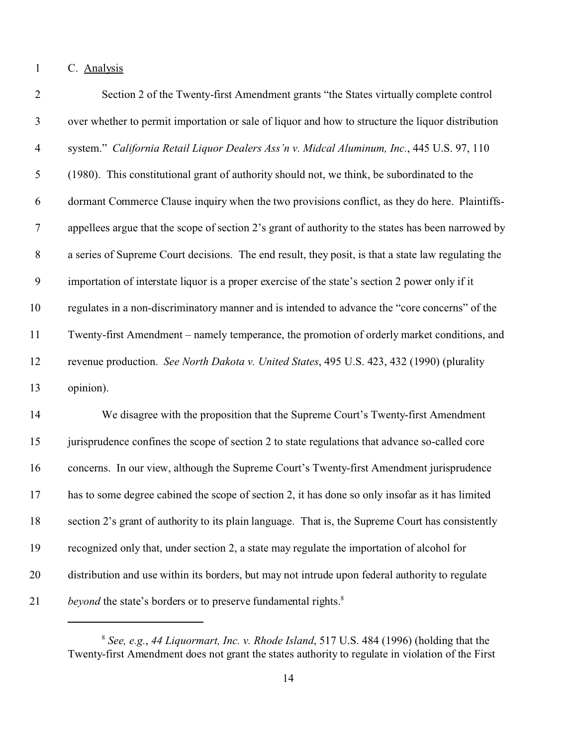C. Analysis

Section 2 of the Twenty-first Amendment grants "the States virtually complete control over whether to permit importation or sale of liquor and how to structure the liquor distribution system." *California Retail Liquor Dealers Ass'n v. Midcal Aluminum, Inc.*, 445 U.S. 97, 110 (1980). This constitutional grant of authority should not, we think, be subordinated to the dormant Commerce Clause inquiry when the two provisions conflict, as they do here. Plaintiffs-appellees argue that the scope of section 2's grant of authority to the states has been narrowed by a series of Supreme Court decisions. The end result, they posit, is that a state law regulating the importation of interstate liquor is a proper exercise of the state's section 2 power only if it regulates in a non-discriminatory manner and is intended to advance the "core concerns" of the Twenty-first Amendment – namely temperance, the promotion of orderly market conditions, and revenue production. *See North Dakota v. United States*, 495 U.S. 423, 432 (1990) (plurality opinion).

We disagree with the proposition that the Supreme Court's Twenty-first Amendment jurisprudence confines the scope of section 2 to state regulations that advance so-called core concerns. In our view, although the Supreme Court's Twenty-first Amendment jurisprudence has to some degree cabined the scope of section 2, it has done so only insofar as it has limited section 2's grant of authority to its plain language. That is, the Supreme Court has consistently recognized only that, under section 2, a state may regulate the importation of alcohol for distribution and use within its borders, but may not intrude upon federal authority to regulate *beyond* the state's borders or to preserve fundamental rights.[8]

---

[8] *See, e.g.*, *44 Liquormart, Inc. v. Rhode Island*, 517 U.S. 484 (1996) (holding that the Twenty-first Amendment does not grant the states authority to regulate in violation of the First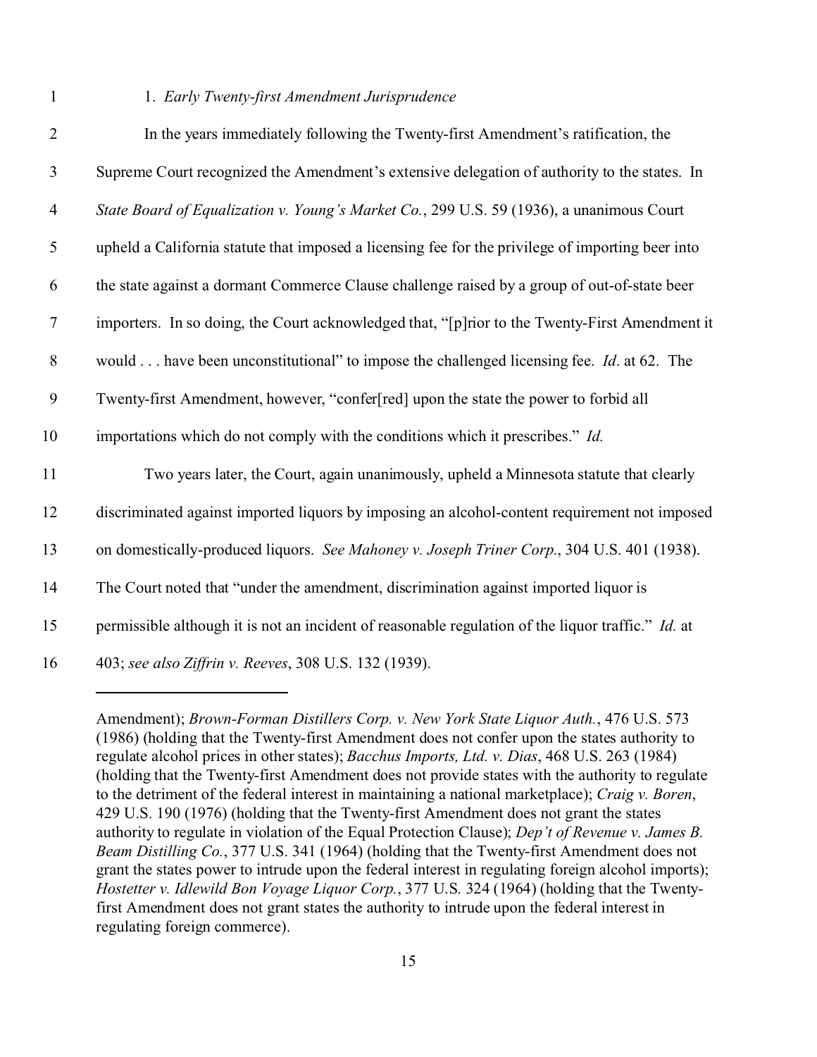### 1. *Early Twenty-first Amendment Jurisprudence*

In the years immediately following the Twenty-first Amendment's ratification, the Supreme Court recognized the Amendment's extensive delegation of authority to the states. In *State Board of Equalization v. Young's Market Co.*, 299 U.S. 59 (1936), a unanimous Court upheld a California statute that imposed a licensing fee for the privilege of importing beer into the state against a dormant Commerce Clause challenge raised by a group of out-of-state beer importers. In so doing, the Court acknowledged that, "[p]rior to the Twenty-First Amendment it would . . . have been unconstitutional" to impose the challenged licensing fee. *Id*. at 62. The Twenty-first Amendment, however, "confer[red] upon the state the power to forbid all importations which do not comply with the conditions which it prescribes." *Id.*

Two years later, the Court, again unanimously, upheld a Minnesota statute that clearly discriminated against imported liquors by imposing an alcohol-content requirement not imposed on domestically-produced liquors. *See Mahoney v. Joseph Triner Corp.*, 304 U.S. 401 (1938). The Court noted that "under the amendment, discrimination against imported liquor is permissible although it is not an incident of reasonable regulation of the liquor traffic." *Id.* at 403; *see also Ziffrin v. Reeves*, 308 U.S. 132 (1939).

---

Amendment); *Brown-Forman Distillers Corp. v. New York State Liquor Auth.*, 476 U.S. 573 (1986) (holding that the Twenty-first Amendment does not confer upon the states authority to regulate alcohol prices in other states); *Bacchus Imports, Ltd. v. Dias*, 468 U.S. 263 (1984) (holding that the Twenty-first Amendment does not provide states with the authority to regulate to the detriment of the federal interest in maintaining a national marketplace); *Craig v. Boren*, 429 U.S. 190 (1976) (holding that the Twenty-first Amendment does not grant the states authority to regulate in violation of the Equal Protection Clause); *Dep't of Revenue v. James B. Beam Distilling Co.*, 377 U.S. 341 (1964) (holding that the Twenty-first Amendment does not grant the states power to intrude upon the federal interest in regulating foreign alcohol imports); *Hostetter v. Idlewild Bon Voyage Liquor Corp.*, 377 U.S. 324 (1964) (holding that the Twenty-first Amendment does not grant states the authority to intrude upon the federal interest in regulating foreign commerce).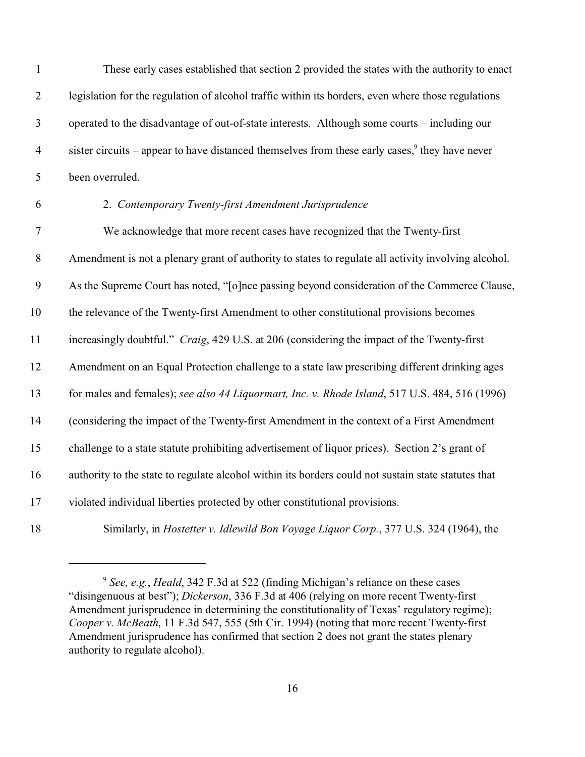These early cases established that section 2 provided the states with the authority to enact legislation for the regulation of alcohol traffic within its borders, even where those regulations operated to the disadvantage of out-of-state interests. Although some courts – including our sister circuits – appear to have distanced themselves from these early cases,[9] they have never been overruled.

2. *Contemporary Twenty-first Amendment Jurisprudence*

We acknowledge that more recent cases have recognized that the Twenty-first Amendment is not a plenary grant of authority to states to regulate all activity involving alcohol. As the Supreme Court has noted, "[o]nce passing beyond consideration of the Commerce Clause, the relevance of the Twenty-first Amendment to other constitutional provisions becomes increasingly doubtful." *Craig*, 429 U.S. at 206 (considering the impact of the Twenty-first Amendment on an Equal Protection challenge to a state law prescribing different drinking ages for males and females); *see also 44 Liquormart, Inc. v. Rhode Island*, 517 U.S. 484, 516 (1996) (considering the impact of the Twenty-first Amendment in the context of a First Amendment challenge to a state statute prohibiting advertisement of liquor prices). Section 2's grant of authority to the state to regulate alcohol within its borders could not sustain state statutes that violated individual liberties protected by other constitutional provisions.

Similarly, in *Hostetter v. Idlewild Bon Voyage Liquor Corp.*, 377 U.S. 324 (1964), the

---

[9] *See, e.g.*, *Heald*, 342 F.3d at 522 (finding Michigan's reliance on these cases "disingenuous at best"); *Dickerson*, 336 F.3d at 406 (relying on more recent Twenty-first Amendment jurisprudence in determining the constitutionality of Texas' regulatory regime); *Cooper v. McBeath*, 11 F.3d 547, 555 (5th Cir. 1994) (noting that more recent Twenty-first Amendment jurisprudence has confirmed that section 2 does not grant the states plenary authority to regulate alcohol).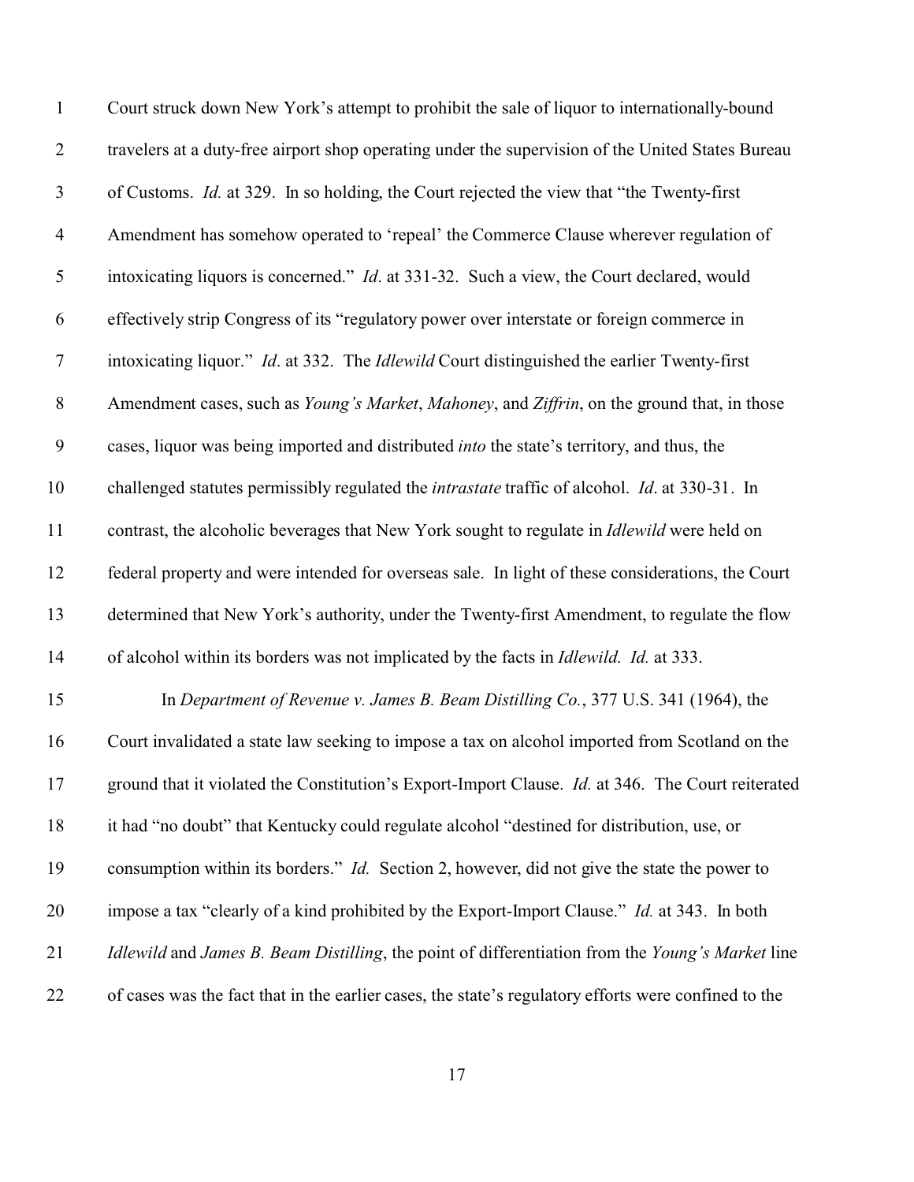Court struck down New York's attempt to prohibit the sale of liquor to internationally-bound travelers at a duty-free airport shop operating under the supervision of the United States Bureau of Customs. *Id.* at 329. In so holding, the Court rejected the view that "the Twenty-first Amendment has somehow operated to 'repeal' the Commerce Clause wherever regulation of intoxicating liquors is concerned." *Id*. at 331-32. Such a view, the Court declared, would effectively strip Congress of its "regulatory power over interstate or foreign commerce in intoxicating liquor." *Id*. at 332. The *Idlewild* Court distinguished the earlier Twenty-first Amendment cases, such as *Young's Market*, *Mahoney*, and *Ziffrin*, on the ground that, in those cases, liquor was being imported and distributed *into* the state's territory, and thus, the challenged statutes permissibly regulated the *intrastate* traffic of alcohol. *Id*. at 330-31. In contrast, the alcoholic beverages that New York sought to regulate in *Idlewild* were held on federal property and were intended for overseas sale. In light of these considerations, the Court determined that New York's authority, under the Twenty-first Amendment, to regulate the flow of alcohol within its borders was not implicated by the facts in *Idlewild*. *Id.* at 333.

In *Department of Revenue v. James B. Beam Distilling Co.*, 377 U.S. 341 (1964), the Court invalidated a state law seeking to impose a tax on alcohol imported from Scotland on the ground that it violated the Constitution's Export-Import Clause. *Id.* at 346. The Court reiterated it had "no doubt" that Kentucky could regulate alcohol "destined for distribution, use, or consumption within its borders." *Id.* Section 2, however, did not give the state the power to impose a tax "clearly of a kind prohibited by the Export-Import Clause." *Id.* at 343. In both *Idlewild* and *James B. Beam Distilling*, the point of differentiation from the *Young's Market* line of cases was the fact that in the earlier cases, the state's regulatory efforts were confined to the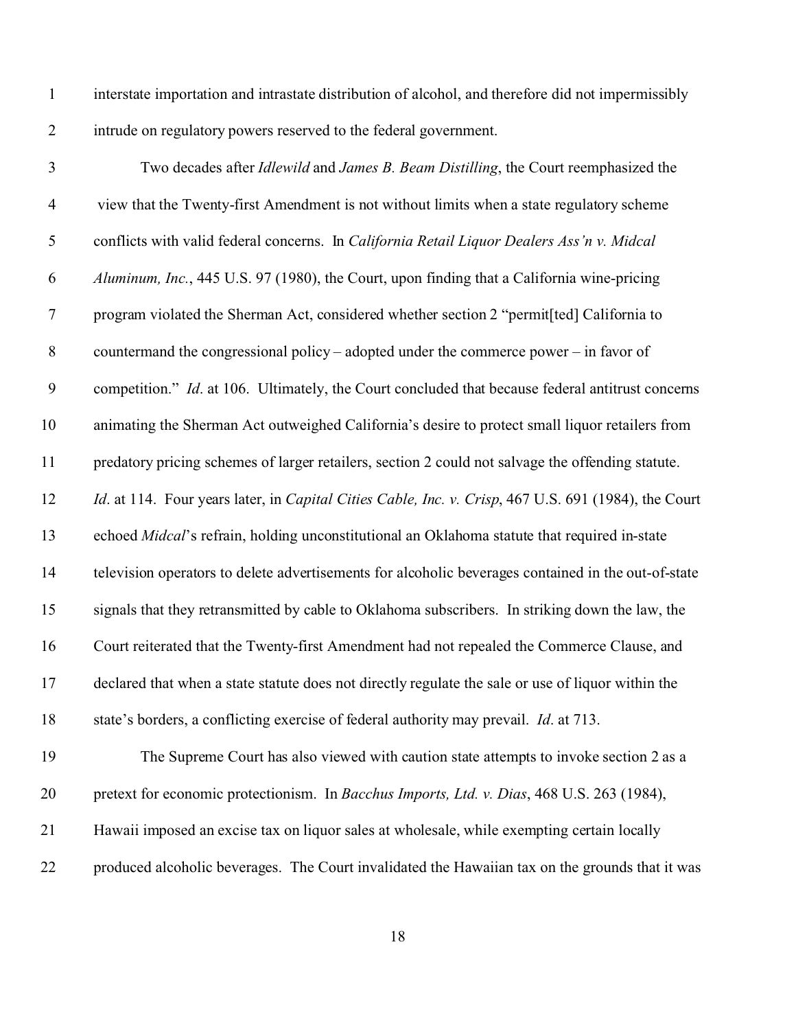interstate importation and intrastate distribution of alcohol, and therefore did not impermissibly intrude on regulatory powers reserved to the federal government.

Two decades after *Idlewild* and *James B. Beam Distilling*, the Court reemphasized the view that the Twenty-first Amendment is not without limits when a state regulatory scheme conflicts with valid federal concerns. In *California Retail Liquor Dealers Ass'n v. Midcal Aluminum, Inc.*, 445 U.S. 97 (1980), the Court, upon finding that a California wine-pricing program violated the Sherman Act, considered whether section 2 "permit[ted] California to countermand the congressional policy – adopted under the commerce power – in favor of competition." *Id*. at 106. Ultimately, the Court concluded that because federal antitrust concerns animating the Sherman Act outweighed California's desire to protect small liquor retailers from predatory pricing schemes of larger retailers, section 2 could not salvage the offending statute. *Id*. at 114. Four years later, in *Capital Cities Cable, Inc. v. Crisp*, 467 U.S. 691 (1984), the Court echoed *Midcal*'s refrain, holding unconstitutional an Oklahoma statute that required in-state television operators to delete advertisements for alcoholic beverages contained in the out-of-state signals that they retransmitted by cable to Oklahoma subscribers. In striking down the law, the Court reiterated that the Twenty-first Amendment had not repealed the Commerce Clause, and declared that when a state statute does not directly regulate the sale or use of liquor within the state's borders, a conflicting exercise of federal authority may prevail. *Id*. at 713.

The Supreme Court has also viewed with caution state attempts to invoke section 2 as a pretext for economic protectionism. In *Bacchus Imports, Ltd. v. Dias*, 468 U.S. 263 (1984), Hawaii imposed an excise tax on liquor sales at wholesale, while exempting certain locally produced alcoholic beverages. The Court invalidated the Hawaiian tax on the grounds that it was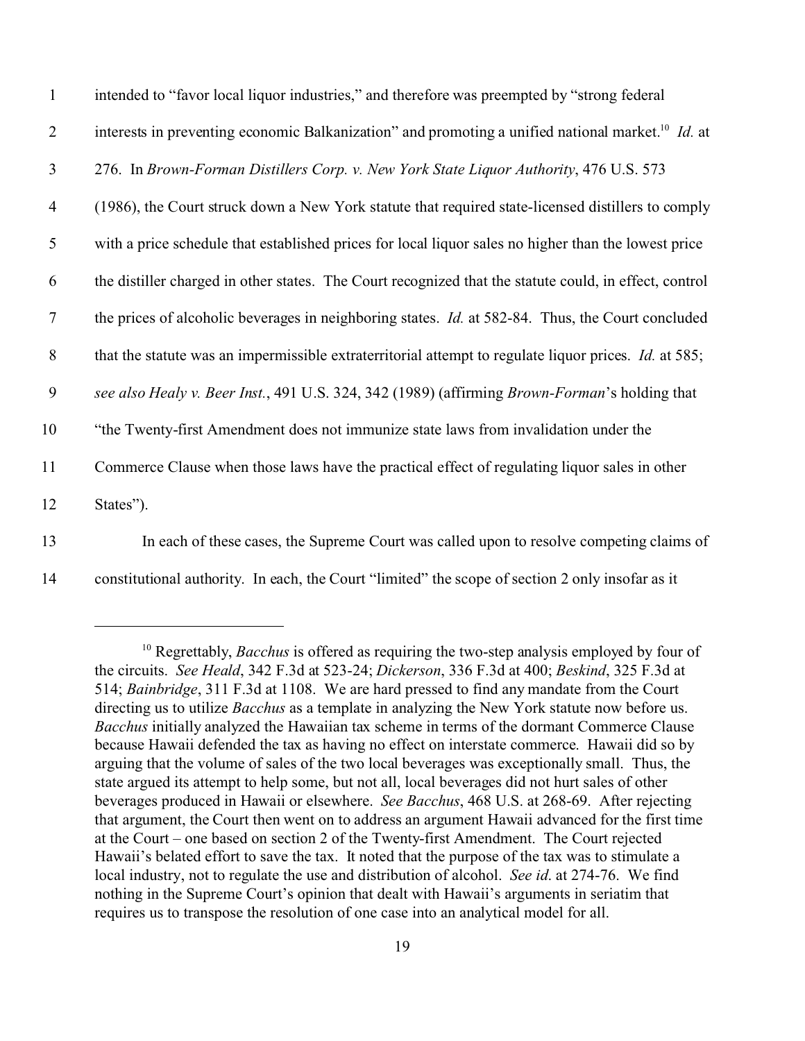intended to "favor local liquor industries," and therefore was preempted by "strong federal interests in preventing economic Balkanization" and promoting a unified national market.[10] *Id.* at 276. In *Brown-Forman Distillers Corp. v. New York State Liquor Authority*, 476 U.S. 573 (1986), the Court struck down a New York statute that required state-licensed distillers to comply with a price schedule that established prices for local liquor sales no higher than the lowest price the distiller charged in other states. The Court recognized that the statute could, in effect, control the prices of alcoholic beverages in neighboring states. *Id.* at 582-84. Thus, the Court concluded that the statute was an impermissible extraterritorial attempt to regulate liquor prices. *Id.* at 585; *see also Healy v. Beer Inst.*, 491 U.S. 324, 342 (1989) (affirming *Brown-Forman*'s holding that "the Twenty-first Amendment does not immunize state laws from invalidation under the Commerce Clause when those laws have the practical effect of regulating liquor sales in other States").

In each of these cases, the Supreme Court was called upon to resolve competing claims of constitutional authority. In each, the Court "limited" the scope of section 2 only insofar as it

---

[10] Regrettably, *Bacchus* is offered as requiring the two-step analysis employed by four of the circuits. *See Heald*, 342 F.3d at 523-24; *Dickerson*, 336 F.3d at 400; *Beskind*, 325 F.3d at 514; *Bainbridge*, 311 F.3d at 1108. We are hard pressed to find any mandate from the Court directing us to utilize *Bacchus* as a template in analyzing the New York statute now before us. *Bacchus* initially analyzed the Hawaiian tax scheme in terms of the dormant Commerce Clause because Hawaii defended the tax as having no effect on interstate commerce. Hawaii did so by arguing that the volume of sales of the two local beverages was exceptionally small. Thus, the state argued its attempt to help some, but not all, local beverages did not hurt sales of other beverages produced in Hawaii or elsewhere. *See Bacchus*, 468 U.S. at 268-69. After rejecting that argument, the Court then went on to address an argument Hawaii advanced for the first time at the Court – one based on section 2 of the Twenty-first Amendment. The Court rejected Hawaii's belated effort to save the tax. It noted that the purpose of the tax was to stimulate a local industry, not to regulate the use and distribution of alcohol. *See id.* at 274-76. We find nothing in the Supreme Court's opinion that dealt with Hawaii's arguments in seriatim that requires us to transpose the resolution of one case into an analytical model for all.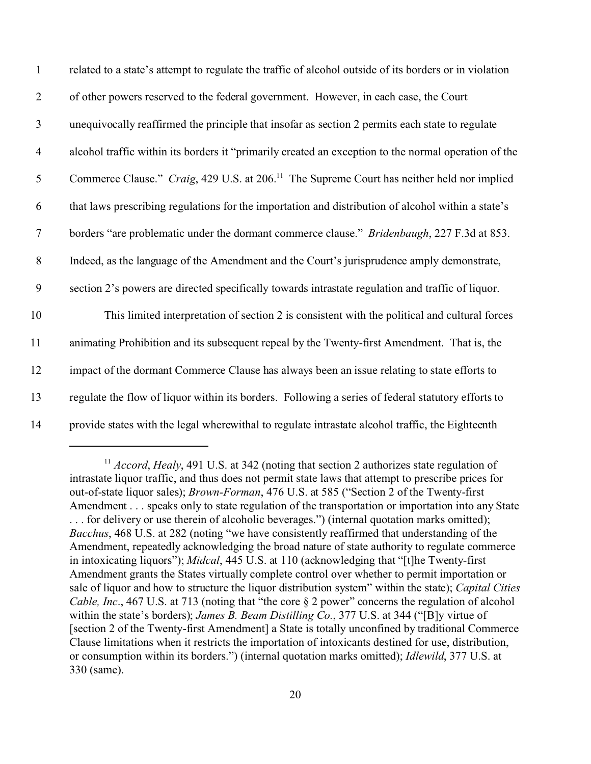related to a state's attempt to regulate the traffic of alcohol outside of its borders or in violation of other powers reserved to the federal government. However, in each case, the Court unequivocally reaffirmed the principle that insofar as section 2 permits each state to regulate alcohol traffic within its borders it "primarily created an exception to the normal operation of the Commerce Clause." *Craig*, 429 U.S. at 206.[11] The Supreme Court has neither held nor implied that laws prescribing regulations for the importation and distribution of alcohol within a state's borders "are problematic under the dormant commerce clause." *Bridenbaugh*, 227 F.3d at 853. Indeed, as the language of the Amendment and the Court's jurisprudence amply demonstrate, section 2's powers are directed specifically towards intrastate regulation and traffic of liquor.

This limited interpretation of section 2 is consistent with the political and cultural forces animating Prohibition and its subsequent repeal by the Twenty-first Amendment. That is, the impact of the dormant Commerce Clause has always been an issue relating to state efforts to regulate the flow of liquor within its borders. Following a series of federal statutory efforts to provide states with the legal wherewithal to regulate intrastate alcohol traffic, the Eighteenth

---

[11] *Accord*, *Healy*, 491 U.S. at 342 (noting that section 2 authorizes state regulation of intrastate liquor traffic, and thus does not permit state laws that attempt to prescribe prices for out-of-state liquor sales); *Brown-Forman*, 476 U.S. at 585 ("Section 2 of the Twenty-first Amendment . . . speaks only to state regulation of the transportation or importation into any State . . . for delivery or use therein of alcoholic beverages.") (internal quotation marks omitted); *Bacchus*, 468 U.S. at 282 (noting "we have consistently reaffirmed that understanding of the Amendment, repeatedly acknowledging the broad nature of state authority to regulate commerce in intoxicating liquors"); *Midcal*, 445 U.S. at 110 (acknowledging that "[t]he Twenty-first Amendment grants the States virtually complete control over whether to permit importation or sale of liquor and how to structure the liquor distribution system" within the state); *Capital Cities Cable, Inc*., 467 U.S. at 713 (noting that "the core § 2 power" concerns the regulation of alcohol within the state's borders); *James B. Beam Distilling Co.*, 377 U.S. at 344 ("[B]y virtue of [section 2 of the Twenty-first Amendment] a State is totally unconfined by traditional Commerce Clause limitations when it restricts the importation of intoxicants destined for use, distribution, or consumption within its borders.") (internal quotation marks omitted); *Idlewild*, 377 U.S. at 330 (same).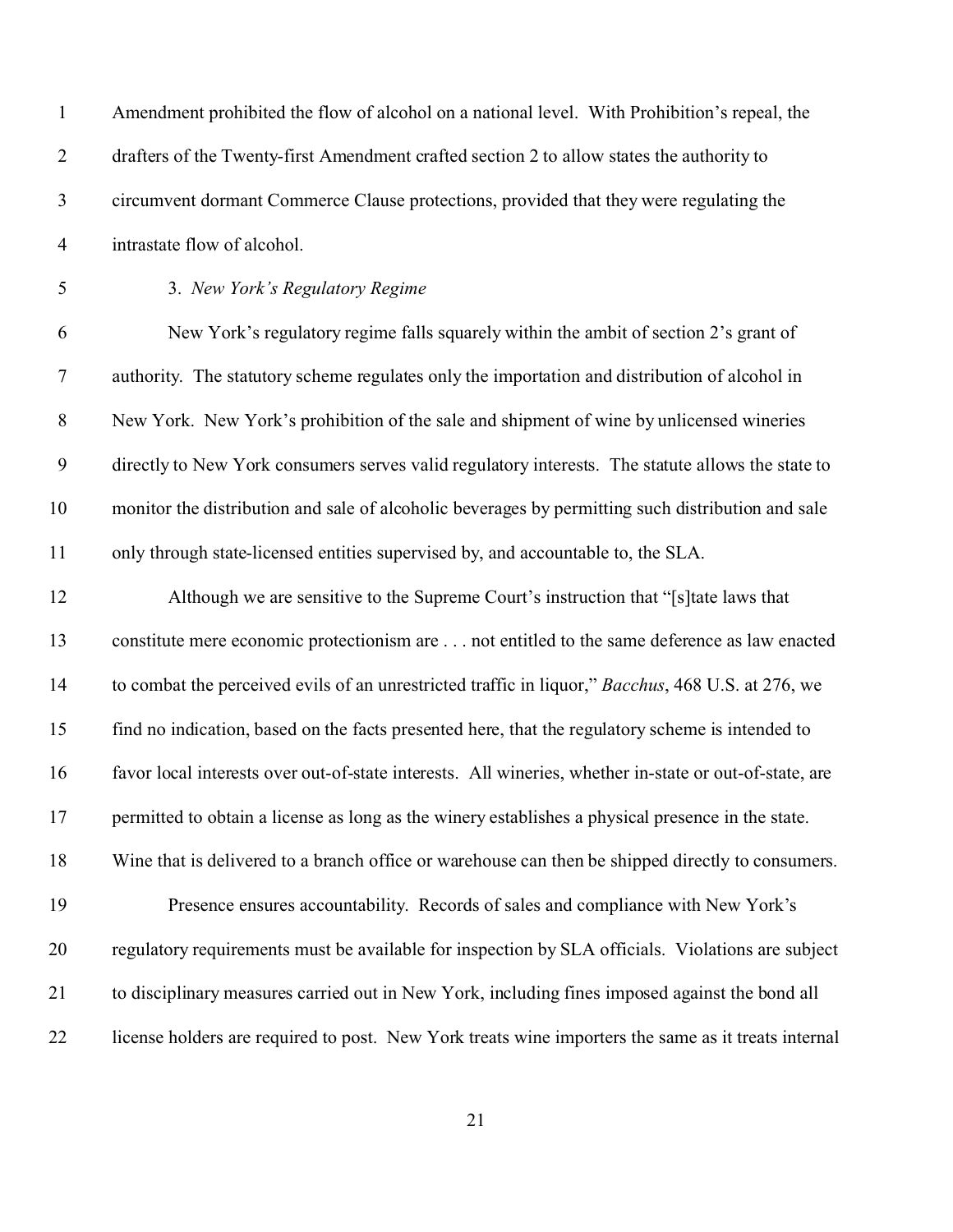Amendment prohibited the flow of alcohol on a national level. With Prohibition's repeal, the drafters of the Twenty-first Amendment crafted section 2 to allow states the authority to circumvent dormant Commerce Clause protections, provided that they were regulating the intrastate flow of alcohol.

### 3. *New York's Regulatory Regime*

New York's regulatory regime falls squarely within the ambit of section 2's grant of authority. The statutory scheme regulates only the importation and distribution of alcohol in New York. New York's prohibition of the sale and shipment of wine by unlicensed wineries directly to New York consumers serves valid regulatory interests. The statute allows the state to monitor the distribution and sale of alcoholic beverages by permitting such distribution and sale only through state-licensed entities supervised by, and accountable to, the SLA.

Although we are sensitive to the Supreme Court's instruction that "[s]tate laws that constitute mere economic protectionism are . . . not entitled to the same deference as law enacted to combat the perceived evils of an unrestricted traffic in liquor," *Bacchus*, 468 U.S. at 276, we find no indication, based on the facts presented here, that the regulatory scheme is intended to favor local interests over out-of-state interests. All wineries, whether in-state or out-of-state, are permitted to obtain a license as long as the winery establishes a physical presence in the state. Wine that is delivered to a branch office or warehouse can then be shipped directly to consumers.

Presence ensures accountability. Records of sales and compliance with New York's regulatory requirements must be available for inspection by SLA officials. Violations are subject to disciplinary measures carried out in New York, including fines imposed against the bond all license holders are required to post. New York treats wine importers the same as it treats internal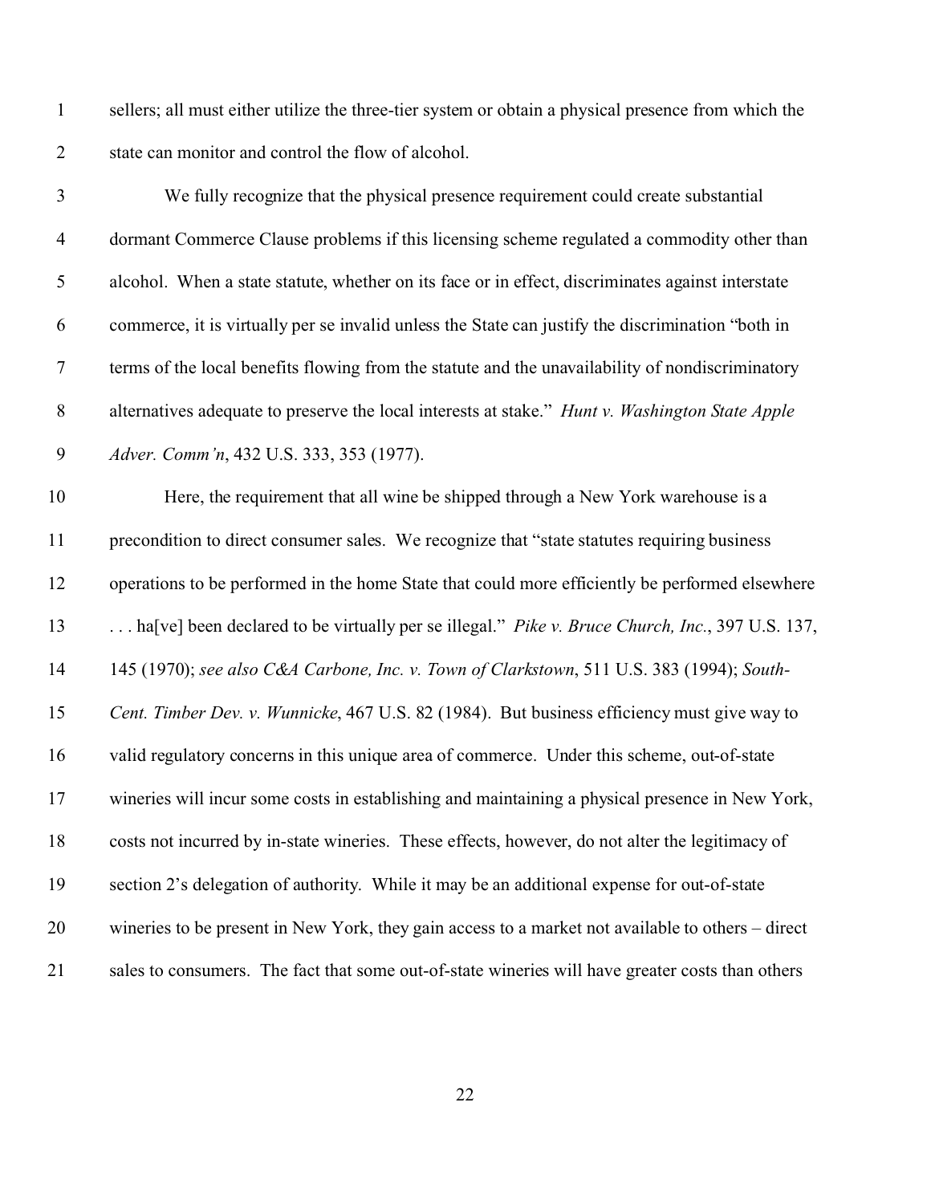sellers; all must either utilize the three-tier system or obtain a physical presence from which the state can monitor and control the flow of alcohol.

We fully recognize that the physical presence requirement could create substantial dormant Commerce Clause problems if this licensing scheme regulated a commodity other than alcohol. When a state statute, whether on its face or in effect, discriminates against interstate commerce, it is virtually per se invalid unless the State can justify the discrimination "both in terms of the local benefits flowing from the statute and the unavailability of nondiscriminatory alternatives adequate to preserve the local interests at stake." *Hunt v. Washington State Apple Adver. Comm'n*, 432 U.S. 333, 353 (1977).

Here, the requirement that all wine be shipped through a New York warehouse is a precondition to direct consumer sales. We recognize that "state statutes requiring business operations to be performed in the home State that could more efficiently be performed elsewhere . . . ha[ve] been declared to be virtually per se illegal." *Pike v. Bruce Church, Inc.*, 397 U.S. 137, 145 (1970); *see also C&A Carbone, Inc. v. Town of Clarkstown*, 511 U.S. 383 (1994); *South-Cent. Timber Dev. v. Wunnicke*, 467 U.S. 82 (1984). But business efficiency must give way to valid regulatory concerns in this unique area of commerce. Under this scheme, out-of-state wineries will incur some costs in establishing and maintaining a physical presence in New York, costs not incurred by in-state wineries. These effects, however, do not alter the legitimacy of section 2's delegation of authority. While it may be an additional expense for out-of-state wineries to be present in New York, they gain access to a market not available to others – direct sales to consumers. The fact that some out-of-state wineries will have greater costs than others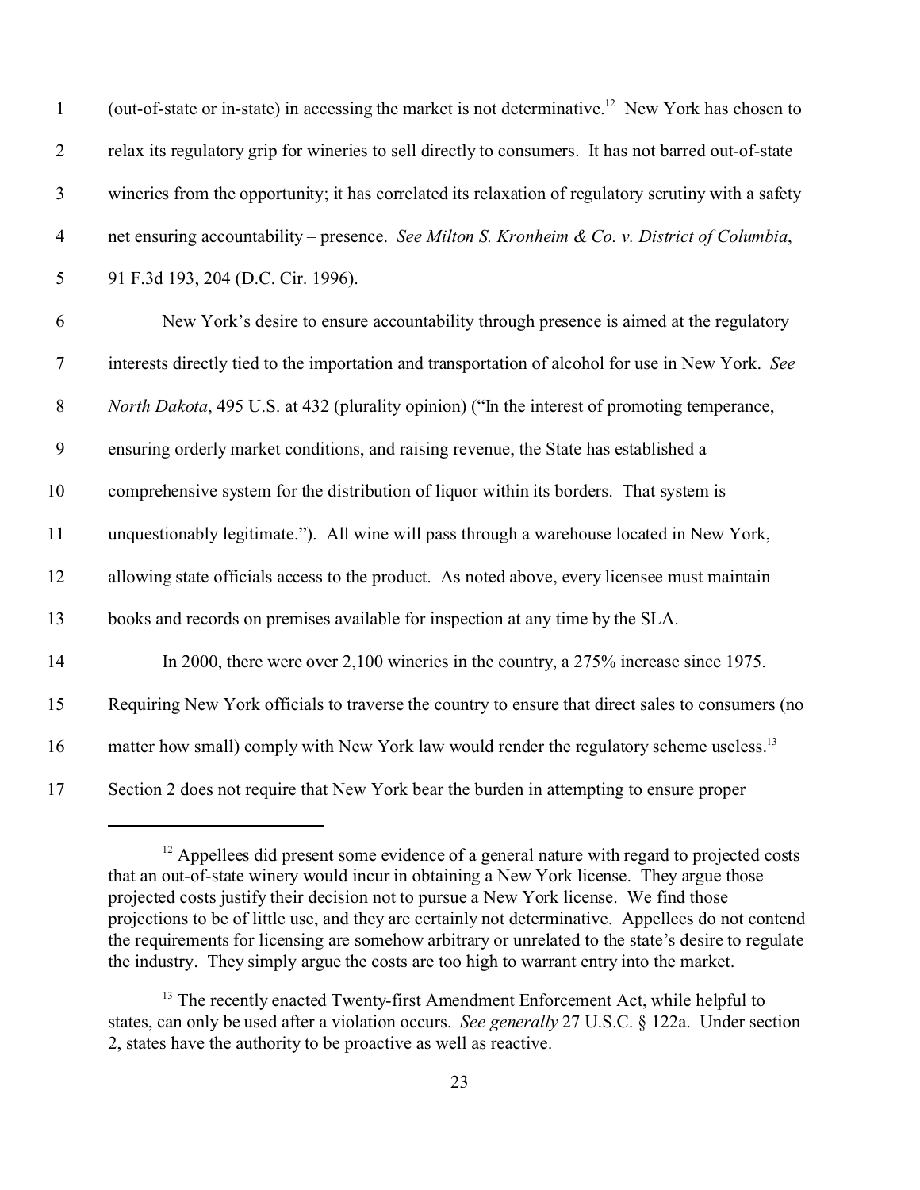(out-of-state or in-state) in accessing the market is not determinative.[12] New York has chosen to relax its regulatory grip for wineries to sell directly to consumers. It has not barred out-of-state wineries from the opportunity; it has correlated its relaxation of regulatory scrutiny with a safety net ensuring accountability – presence. *See Milton S. Kronheim & Co. v. District of Columbia*, 91 F.3d 193, 204 (D.C. Cir. 1996).

New York's desire to ensure accountability through presence is aimed at the regulatory interests directly tied to the importation and transportation of alcohol for use in New York. *See North Dakota*, 495 U.S. at 432 (plurality opinion) ("In the interest of promoting temperance, ensuring orderly market conditions, and raising revenue, the State has established a comprehensive system for the distribution of liquor within its borders. That system is unquestionably legitimate."). All wine will pass through a warehouse located in New York, allowing state officials access to the product. As noted above, every licensee must maintain books and records on premises available for inspection at any time by the SLA.

In 2000, there were over 2,100 wineries in the country, a 275% increase since 1975. Requiring New York officials to traverse the country to ensure that direct sales to consumers (no matter how small) comply with New York law would render the regulatory scheme useless.[13] Section 2 does not require that New York bear the burden in attempting to ensure proper

---

[12] Appellees did present some evidence of a general nature with regard to projected costs that an out-of-state winery would incur in obtaining a New York license. They argue those projected costs justify their decision not to pursue a New York license. We find those projections to be of little use, and they are certainly not determinative. Appellees do not contend the requirements for licensing are somehow arbitrary or unrelated to the state's desire to regulate the industry. They simply argue the costs are too high to warrant entry into the market.

[13] The recently enacted Twenty-first Amendment Enforcement Act, while helpful to states, can only be used after a violation occurs. *See generally* 27 U.S.C. § 122a. Under section 2, states have the authority to be proactive as well as reactive.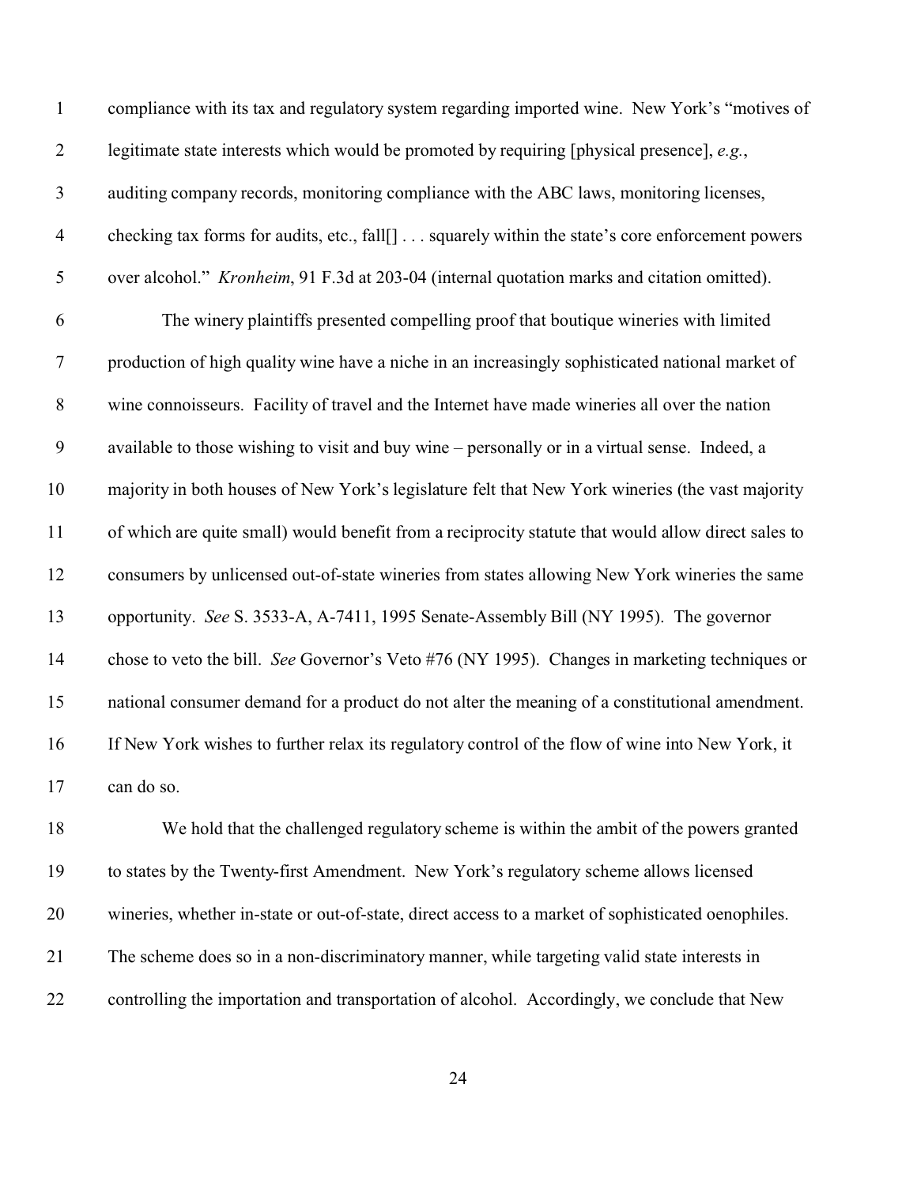compliance with its tax and regulatory system regarding imported wine. New York's "motives of legitimate state interests which would be promoted by requiring [physical presence], *e.g.*, auditing company records, monitoring compliance with the ABC laws, monitoring licenses, checking tax forms for audits, etc., fall[] . . . squarely within the state's core enforcement powers over alcohol." *Kronheim*, 91 F.3d at 203-04 (internal quotation marks and citation omitted).

The winery plaintiffs presented compelling proof that boutique wineries with limited production of high quality wine have a niche in an increasingly sophisticated national market of wine connoisseurs. Facility of travel and the Internet have made wineries all over the nation available to those wishing to visit and buy wine – personally or in a virtual sense. Indeed, a majority in both houses of New York's legislature felt that New York wineries (the vast majority of which are quite small) would benefit from a reciprocity statute that would allow direct sales to consumers by unlicensed out-of-state wineries from states allowing New York wineries the same opportunity. *See* S. 3533-A, A-7411, 1995 Senate-Assembly Bill (NY 1995). The governor chose to veto the bill. *See* Governor's Veto #76 (NY 1995). Changes in marketing techniques or national consumer demand for a product do not alter the meaning of a constitutional amendment. If New York wishes to further relax its regulatory control of the flow of wine into New York, it can do so.

We hold that the challenged regulatory scheme is within the ambit of the powers granted to states by the Twenty-first Amendment. New York's regulatory scheme allows licensed wineries, whether in-state or out-of-state, direct access to a market of sophisticated oenophiles. The scheme does so in a non-discriminatory manner, while targeting valid state interests in controlling the importation and transportation of alcohol. Accordingly, we conclude that New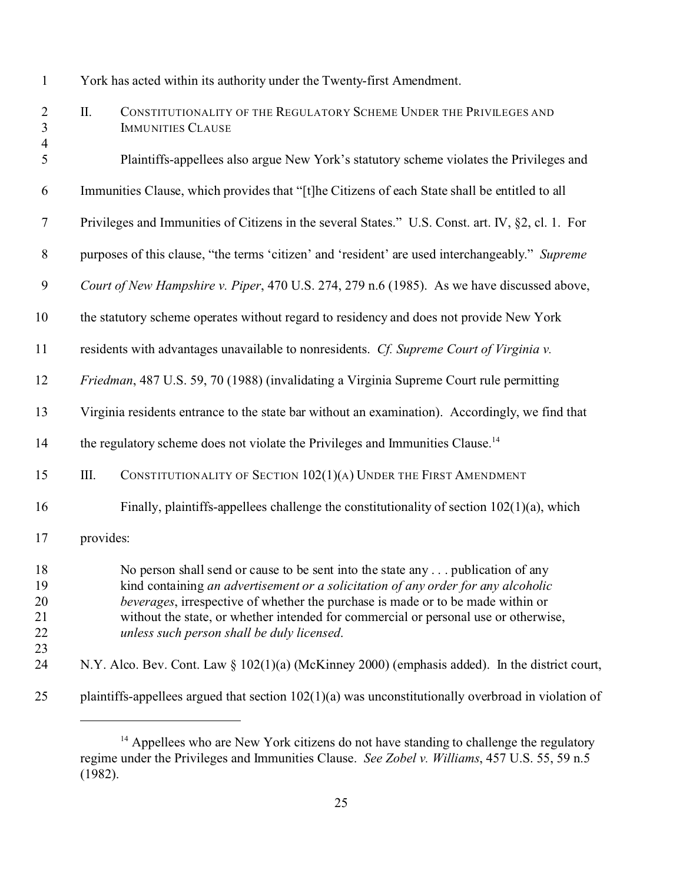York has acted within its authority under the Twenty-first Amendment.

## II. Constitutionality of the Regulatory Scheme Under the Privileges and Immunities Clause

Plaintiffs-appellees also argue New York's statutory scheme violates the Privileges and Immunities Clause, which provides that "[t]he Citizens of each State shall be entitled to all Privileges and Immunities of Citizens in the several States." U.S. Const. art. IV, §2, cl. 1. For purposes of this clause, "the terms 'citizen' and 'resident' are used interchangeably." *Supreme Court of New Hampshire v. Piper*, 470 U.S. 274, 279 n.6 (1985). As we have discussed above, the statutory scheme operates without regard to residency and does not provide New York residents with advantages unavailable to nonresidents. *Cf. Supreme Court of Virginia v. Friedman*, 487 U.S. 59, 70 (1988) (invalidating a Virginia Supreme Court rule permitting Virginia residents entrance to the state bar without an examination). Accordingly, we find that the regulatory scheme does not violate the Privileges and Immunities Clause.[14]

## III. Constitutionality of Section 102(1)(a) Under the First Amendment

Finally, plaintiffs-appellees challenge the constitutionality of section 102(1)(a), which provides:

> No person shall send or cause to be sent into the state any . . . publication of any kind containing *an advertisement or a solicitation of any order for any alcoholic beverages*, irrespective of whether the purchase is made or to be made within or without the state, or whether intended for commercial or personal use or otherwise, *unless such person shall be duly licensed*.

N.Y. Alco. Bev. Cont. Law § 102(1)(a) (McKinney 2000) (emphasis added). In the district court, plaintiffs-appellees argued that section 102(1)(a) was unconstitutionally overbroad in violation of

---

[14] Appellees who are New York citizens do not have standing to challenge the regulatory regime under the Privileges and Immunities Clause. *See Zobel v. Williams*, 457 U.S. 55, 59 n.5 (1982).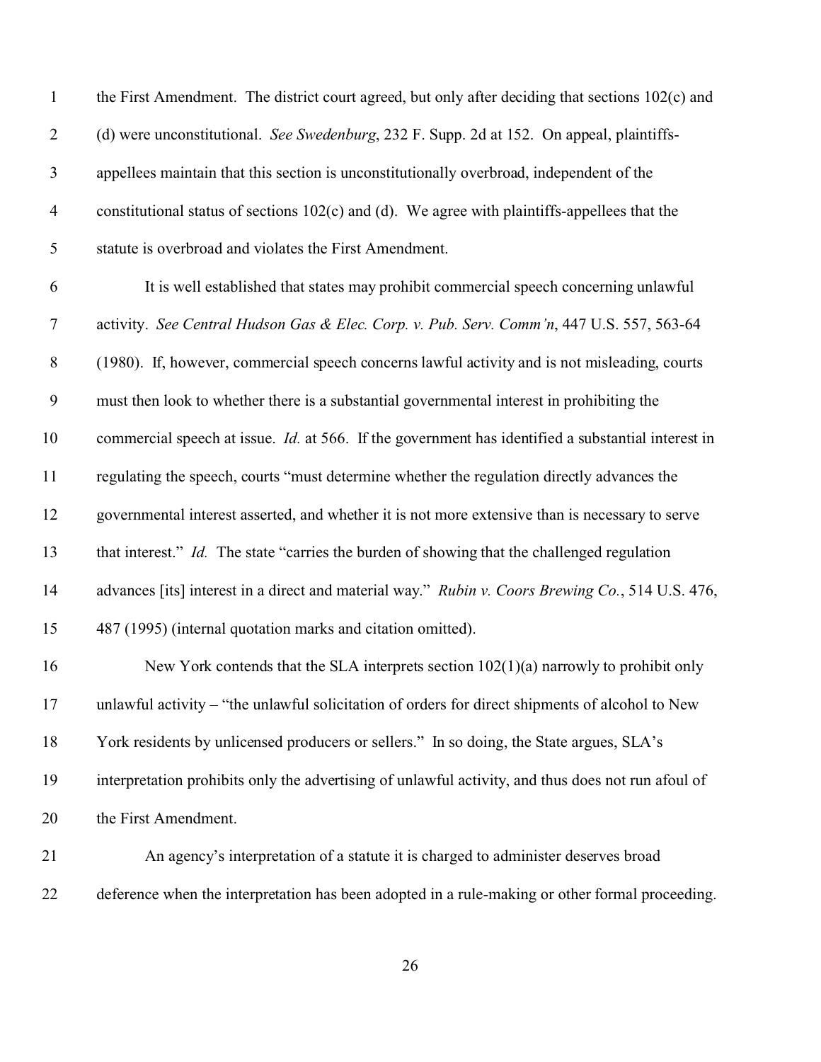the First Amendment. The district court agreed, but only after deciding that sections 102(c) and (d) were unconstitutional. *See Swedenburg*, 232 F. Supp. 2d at 152. On appeal, plaintiffs-appellees maintain that this section is unconstitutionally overbroad, independent of the constitutional status of sections 102(c) and (d). We agree with plaintiffs-appellees that the statute is overbroad and violates the First Amendment.

It is well established that states may prohibit commercial speech concerning unlawful activity. *See Central Hudson Gas & Elec. Corp. v. Pub. Serv. Comm'n*, 447 U.S. 557, 563-64 (1980). If, however, commercial speech concerns lawful activity and is not misleading, courts must then look to whether there is a substantial governmental interest in prohibiting the commercial speech at issue. *Id.* at 566. If the government has identified a substantial interest in regulating the speech, courts "must determine whether the regulation directly advances the governmental interest asserted, and whether it is not more extensive than is necessary to serve that interest." *Id.* The state "carries the burden of showing that the challenged regulation advances [its] interest in a direct and material way." *Rubin v. Coors Brewing Co.*, 514 U.S. 476, 487 (1995) (internal quotation marks and citation omitted).

New York contends that the SLA interprets section 102(1)(a) narrowly to prohibit only unlawful activity – "the unlawful solicitation of orders for direct shipments of alcohol to New York residents by unlicensed producers or sellers." In so doing, the State argues, SLA's interpretation prohibits only the advertising of unlawful activity, and thus does not run afoul of the First Amendment.

An agency's interpretation of a statute it is charged to administer deserves broad deference when the interpretation has been adopted in a rule-making or other formal proceeding.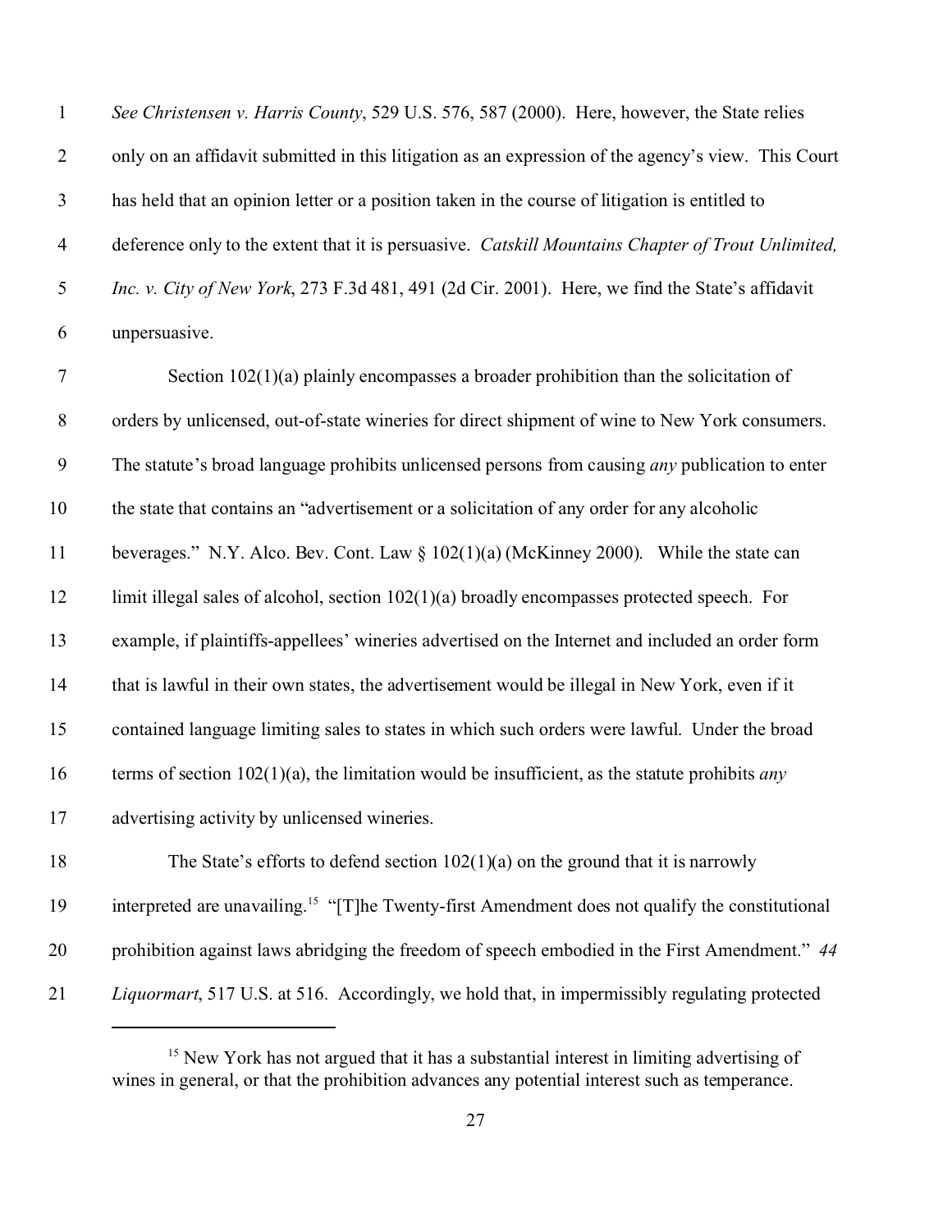*See Christensen v. Harris County*, 529 U.S. 576, 587 (2000). Here, however, the State relies only on an affidavit submitted in this litigation as an expression of the agency's view. This Court has held that an opinion letter or a position taken in the course of litigation is entitled to deference only to the extent that it is persuasive. *Catskill Mountains Chapter of Trout Unlimited, Inc. v. City of New York*, 273 F.3d 481, 491 (2d Cir. 2001). Here, we find the State's affidavit unpersuasive.

Section 102(1)(a) plainly encompasses a broader prohibition than the solicitation of orders by unlicensed, out-of-state wineries for direct shipment of wine to New York consumers. The statute's broad language prohibits unlicensed persons from causing *any* publication to enter the state that contains an "advertisement or a solicitation of any order for any alcoholic beverages." N.Y. Alco. Bev. Cont. Law § 102(1)(a) (McKinney 2000). While the state can limit illegal sales of alcohol, section 102(1)(a) broadly encompasses protected speech. For example, if plaintiffs-appellees' wineries advertised on the Internet and included an order form that is lawful in their own states, the advertisement would be illegal in New York, even if it contained language limiting sales to states in which such orders were lawful. Under the broad terms of section 102(1)(a), the limitation would be insufficient, as the statute prohibits *any* advertising activity by unlicensed wineries.

The State's efforts to defend section 102(1)(a) on the ground that it is narrowly interpreted are unavailing.[15] "[T]he Twenty-first Amendment does not qualify the constitutional prohibition against laws abridging the freedom of speech embodied in the First Amendment." *44 Liquormart*, 517 U.S. at 516. Accordingly, we hold that, in impermissibly regulating protected

[15] New York has not argued that it has a substantial interest in limiting advertising of wines in general, or that the prohibition advances any potential interest such as temperance.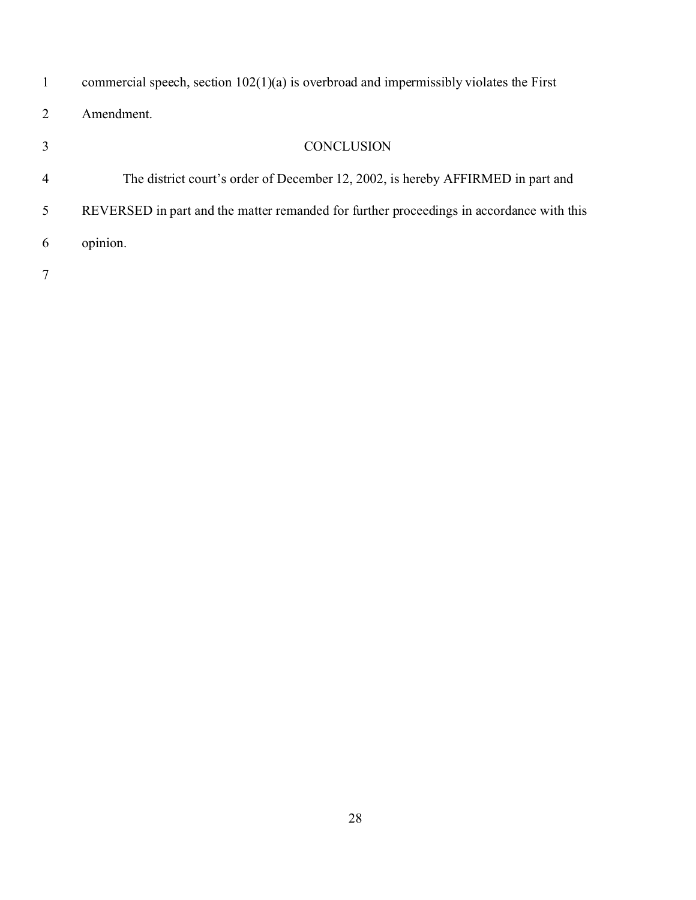commercial speech, section 102(1)(a) is overbroad and impermissibly violates the First Amendment.

## CONCLUSION

The district court's order of December 12, 2002, is hereby AFFIRMED in part and REVERSED in part and the matter remanded for further proceedings in accordance with this opinion.